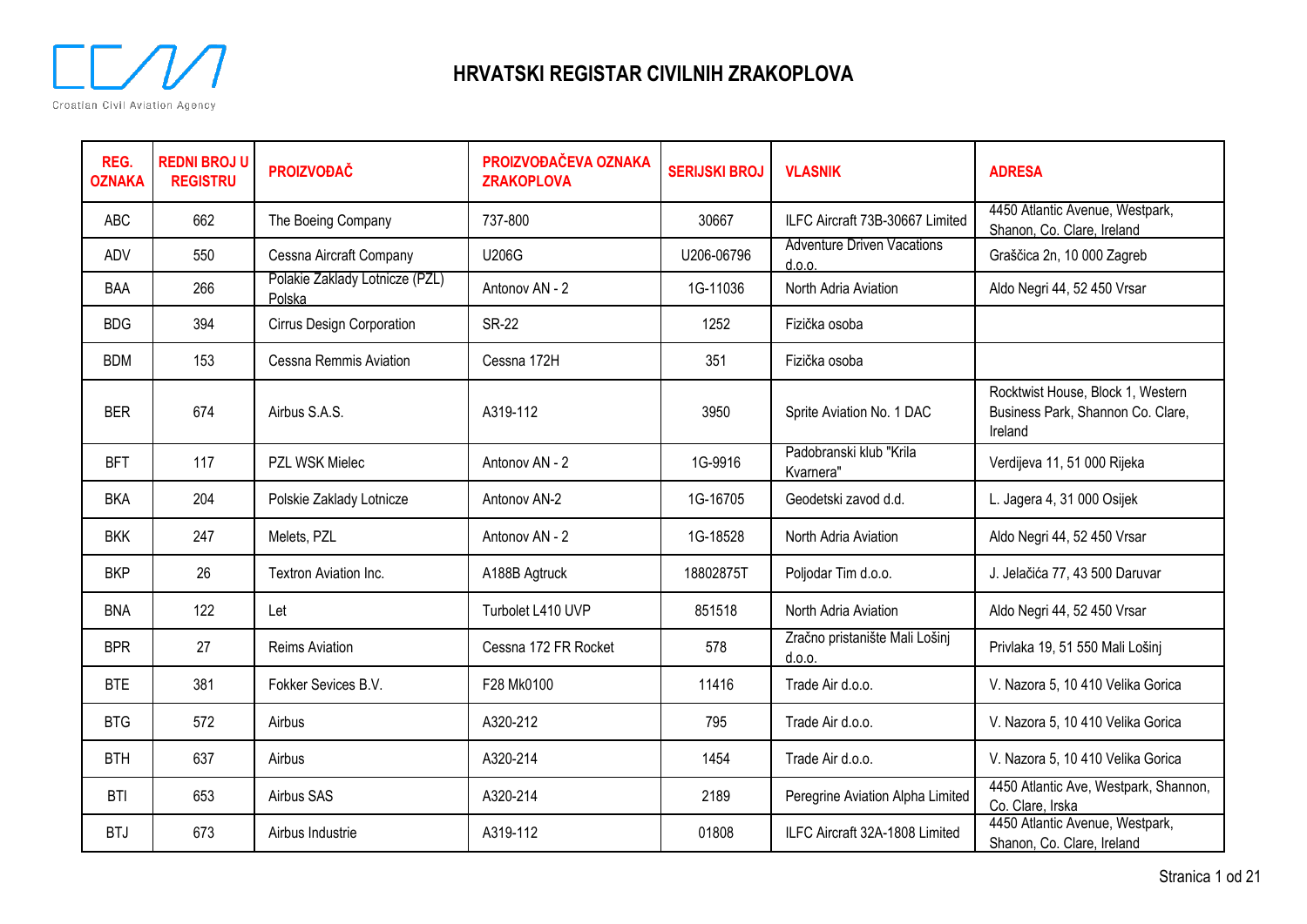# HRVATSKI REGISTAR CIVILNIH ZRAKOPLOVA

| REG. OZNAKA | REDNI BROJ U REGISTRU | PROIZVOĐAČ | PROIZVOĐAČEVA OZNAKA ZRAKOPLOVA | SERIJSKI BROJ | VLASNIK | ADRESA |
|---|---|---|---|---|---|---|
| ABC | 662 | The Boeing Company | 737-800 | 30667 | ILFC Aircraft 73B-30667 Limited | 4450 Atlantic Avenue, Westpark, Shanon, Co. Clare, Ireland |
| ADV | 550 | Cessna Aircraft Company | U206G | U206-06796 | Adventure Driven Vacations d.o.o. | Graščica 2n, 10 000 Zagreb |
| BAA | 266 | Polakie Zaklady Lotnicze (PZL) Polska | Antonov AN - 2 | 1G-11036 | North Adria Aviation | Aldo Negri 44, 52 450 Vrsar |
| BDG | 394 | Cirrus Design Corporation | SR-22 | 1252 | Fizička osoba | |
| BDM | 153 | Cessna Remmis Aviation | Cessna 172H | 351 | Fizička osoba | |
| BER | 674 | Airbus S.A.S. | A319-112 | 3950 | Sprite Aviation No. 1 DAC | Rocktwist House, Block 1, Western Business Park, Shannon Co. Clare, Ireland |
| BFT | 117 | PZL WSK Mielec | Antonov AN - 2 | 1G-9916 | Padobranski klub "Krila Kvarnera" | Verdijeva 11, 51 000 Rijeka |
| BKA | 204 | Polskie Zaklady Lotnicze | Antonov AN-2 | 1G-16705 | Geodetski zavod d.d. | L. Jagera 4, 31 000 Osijek |
| BKK | 247 | Melets, PZL | Antonov AN - 2 | 1G-18528 | North Adria Aviation | Aldo Negri 44, 52 450 Vrsar |
| BKP | 26 | Textron Aviation Inc. | A188B Agtruck | 18802875T | Poljodar Tim d.o.o. | J. Jelačića 77, 43 500 Daruvar |
| BNA | 122 | Let | Turbolet L410 UVP | 851518 | North Adria Aviation | Aldo Negri 44, 52 450 Vrsar |
| BPR | 27 | Reims Aviation | Cessna 172 FR Rocket | 578 | Zračno pristanište Mali Lošinj d.o.o. | Privlaka 19, 51 550 Mali Lošinj |
| BTE | 381 | Fokker Sevices B.V. | F28 Mk0100 | 11416 | Trade Air d.o.o. | V. Nazora 5, 10 410 Velika Gorica |
| BTG | 572 | Airbus | A320-212 | 795 | Trade Air d.o.o. | V. Nazora 5, 10 410 Velika Gorica |
| BTH | 637 | Airbus | A320-214 | 1454 | Trade Air d.o.o. | V. Nazora 5, 10 410 Velika Gorica |
| BTI | 653 | Airbus SAS | A320-214 | 2189 | Peregrine Aviation Alpha Limited | 4450 Atlantic Ave, Westpark, Shannon, Co. Clare, Irska |
| BTJ | 673 | Airbus Industrie | A319-112 | 01808 | ILFC Aircraft 32A-1808 Limited | 4450 Atlantic Avenue, Westpark, Shanon, Co. Clare, Ireland |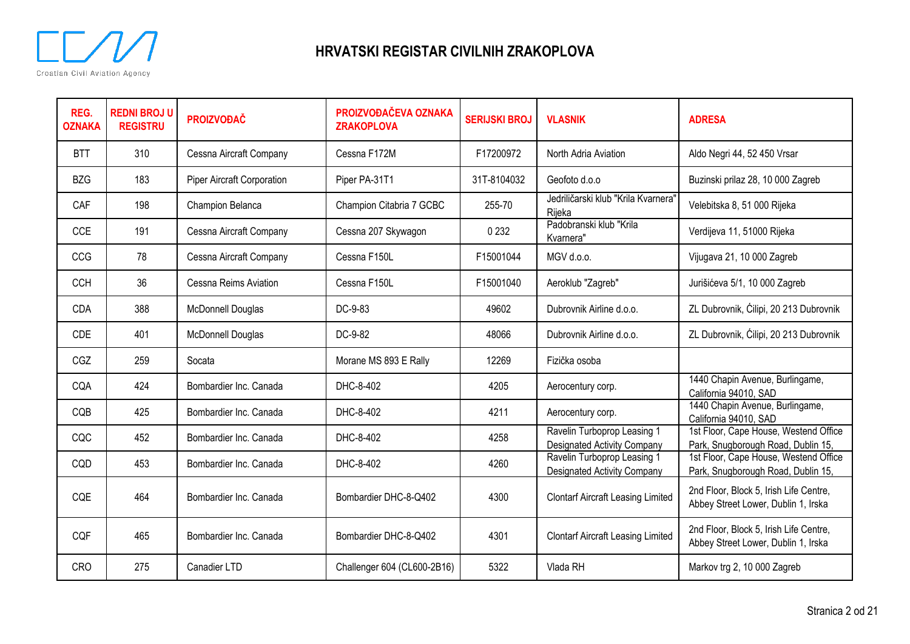# HRVATSKI REGISTAR CIVILNIH ZRAKOPLOVA

| REG. OZNAKA | REDNI BROJ U REGISTRU | PROIZVOĐAČ | PROIZVOĐAČEVA OZNAKA ZRAKOPLOVA | SERIJSKI BROJ | VLASNIK | ADRESA |
|---|---|---|---|---|---|---|
| BTT | 310 | Cessna Aircraft Company | Cessna F172M | F17200972 | North Adria Aviation | Aldo Negri 44, 52 450 Vrsar |
| BZG | 183 | Piper Aircraft Corporation | Piper PA-31T1 | 31T-8104032 | Geofoto d.o.o | Buzinski prilaz 28, 10 000 Zagreb |
| CAF | 198 | Champion Belanca | Champion Citabria 7 GCBC | 255-70 | Jedriličarski klub "Krila Kvarnera" Rijeka | Velebitska 8, 51 000 Rijeka |
| CCE | 191 | Cessna Aircraft Company | Cessna 207 Skywagon | 0 232 | Padobranski klub "Krila Kvarnera" | Verdijeva 11, 51000 Rijeka |
| CCG | 78 | Cessna Aircraft Company | Cessna F150L | F15001044 | MGV d.o.o. | Vijugava 21, 10 000 Zagreb |
| CCH | 36 | Cessna Reims Aviation | Cessna F150L | F15001040 | Aeroklub "Zagreb" | Jurišićeva 5/1, 10 000 Zagreb |
| CDA | 388 | McDonnell Douglas | DC-9-83 | 49602 | Dubrovnik Airline d.o.o. | ZL Dubrovnik, Ćilipi, 20 213 Dubrovnik |
| CDE | 401 | McDonnell Douglas | DC-9-82 | 48066 | Dubrovnik Airline d.o.o. | ZL Dubrovnik, Ćilipi, 20 213 Dubrovnik |
| CGZ | 259 | Socata | Morane MS 893 E Rally | 12269 | Fizička osoba | |
| CQA | 424 | Bombardier Inc. Canada | DHC-8-402 | 4205 | Aerocentury corp. | 1440 Chapin Avenue, Burlingame, California 94010, SAD |
| CQB | 425 | Bombardier Inc. Canada | DHC-8-402 | 4211 | Aerocentury corp. | 1440 Chapin Avenue, Burlingame, California 94010, SAD |
| CQC | 452 | Bombardier Inc. Canada | DHC-8-402 | 4258 | Ravelin Turboprop Leasing 1 Designated Activity Company | 1st Floor, Cape House, Westend Office Park, Snugborough Road, Dublin 15, |
| CQD | 453 | Bombardier Inc. Canada | DHC-8-402 | 4260 | Ravelin Turboprop Leasing 1 Designated Activity Company | 1st Floor, Cape House, Westend Office Park, Snugborough Road, Dublin 15, |
| CQE | 464 | Bombardier Inc. Canada | Bombardier DHC-8-Q402 | 4300 | Clontarf Aircraft Leasing Limited | 2nd Floor, Block 5, Irish Life Centre, Abbey Street Lower, Dublin 1, Irska |
| CQF | 465 | Bombardier Inc. Canada | Bombardier DHC-8-Q402 | 4301 | Clontarf Aircraft Leasing Limited | 2nd Floor, Block 5, Irish Life Centre, Abbey Street Lower, Dublin 1, Irska |
| CRO | 275 | Canadier LTD | Challenger 604 (CL600-2B16) | 5322 | Vlada RH | Markov trg 2, 10 000 Zagreb |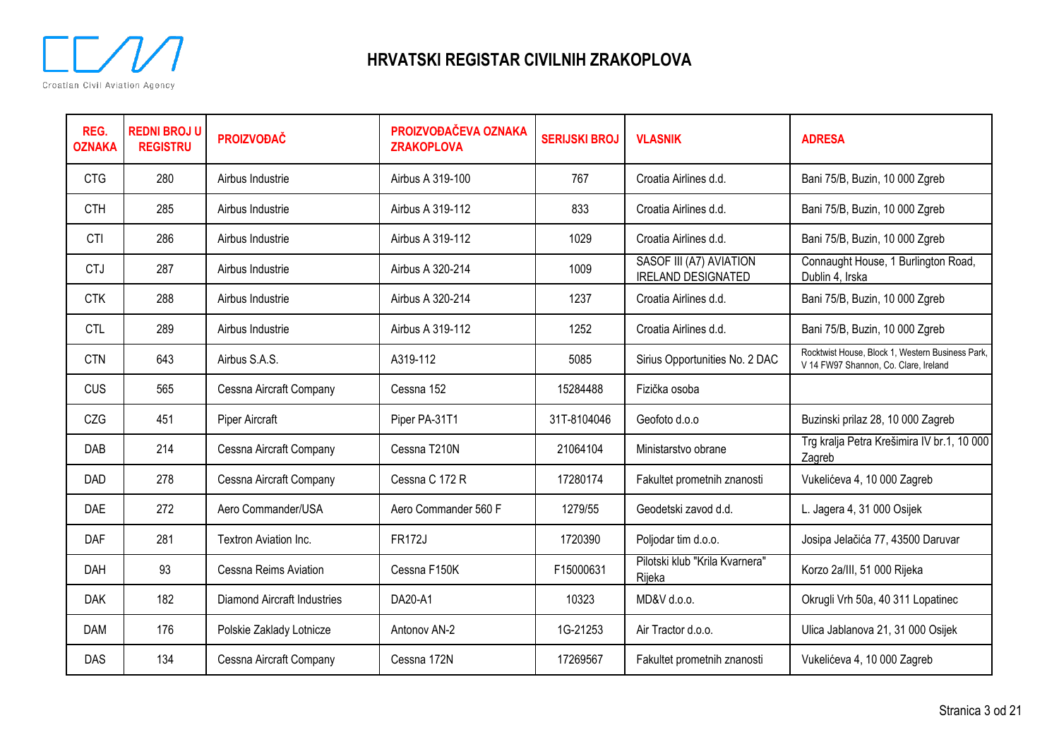# HRVATSKI REGISTAR CIVILNIH ZRAKOPLOVA

| REG. OZNAKA | REDNI BROJ U REGISTRU | PROIZVOĐAČ | PROIZVOĐAČEVA OZNAKA ZRAKOPLOVA | SERIJSKI BROJ | VLASNIK | ADRESA |
|---|---|---|---|---|---|---|
| CTG | 280 | Airbus Industrie | Airbus A 319-100 | 767 | Croatia Airlines d.d. | Bani 75/B, Buzin, 10 000 Zgreb |
| CTH | 285 | Airbus Industrie | Airbus A 319-112 | 833 | Croatia Airlines d.d. | Bani 75/B, Buzin, 10 000 Zgreb |
| CTI | 286 | Airbus Industrie | Airbus A 319-112 | 1029 | Croatia Airlines d.d. | Bani 75/B, Buzin, 10 000 Zgreb |
| CTJ | 287 | Airbus Industrie | Airbus A 320-214 | 1009 | SASOF III (A7) AVIATION IRELAND DESIGNATED | Connaught House, 1 Burlington Road, Dublin 4, Irska |
| CTK | 288 | Airbus Industrie | Airbus A 320-214 | 1237 | Croatia Airlines d.d. | Bani 75/B, Buzin, 10 000 Zgreb |
| CTL | 289 | Airbus Industrie | Airbus A 319-112 | 1252 | Croatia Airlines d.d. | Bani 75/B, Buzin, 10 000 Zgreb |
| CTN | 643 | Airbus S.A.S. | A319-112 | 5085 | Sirius Opportunities No. 2 DAC | Rocktwist House, Block 1, Western Business Park, V 14 FW97 Shannon, Co. Clare, Ireland |
| CUS | 565 | Cessna Aircraft Company | Cessna 152 | 15284488 | Fizička osoba | |
| CZG | 451 | Piper Aircraft | Piper PA-31T1 | 31T-8104046 | Geofoto d.o.o | Buzinski prilaz 28, 10 000 Zagreb |
| DAB | 214 | Cessna Aircraft Company | Cessna T210N | 21064104 | Ministarstvo obrane | Trg kralja Petra Krešimira IV br.1, 10 000 Zagreb |
| DAD | 278 | Cessna Aircraft Company | Cessna C 172 R | 17280174 | Fakultet prometnih znanosti | Vukelićeva 4, 10 000 Zagreb |
| DAE | 272 | Aero Commander/USA | Aero Commander 560 F | 1279/55 | Geodetski zavod d.d. | L. Jagera 4, 31 000 Osijek |
| DAF | 281 | Textron Aviation Inc. | FR172J | 1720390 | Poljodar tim d.o.o. | Josipa Jelačića 77, 43500 Daruvar |
| DAH | 93 | Cessna Reims Aviation | Cessna F150K | F15000631 | Pilotski klub "Krila Kvarnera" Rijeka | Korzo 2a/III, 51 000 Rijeka |
| DAK | 182 | Diamond Aircraft Industries | DA20-A1 | 10323 | MD&V d.o.o. | Okrugli Vrh 50a, 40 311 Lopatinec |
| DAM | 176 | Polskie Zaklady Lotnicze | Antonov AN-2 | 1G-21253 | Air Tractor d.o.o. | Ulica Jablanova 21, 31 000 Osijek |
| DAS | 134 | Cessna Aircraft Company | Cessna 172N | 17269567 | Fakultet prometnih znanosti | Vukelićeva 4, 10 000 Zagreb |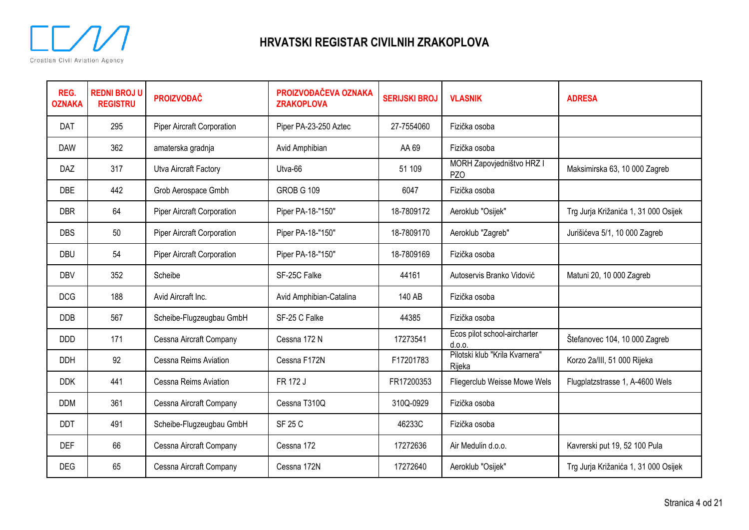# HRVATSKI REGISTAR CIVILNIH ZRAKOPLOVA

| REG. OZNAKA | REDNI BROJ U REGISTRU | PROIZVOĐAČ | PROIZVOĐAČEVA OZNAKA ZRAKOPLOVA | SERIJSKI BROJ | VLASNIK | ADRESA |
|---|---|---|---|---|---|---|
| DAT | 295 | Piper Aircraft Corporation | Piper PA-23-250 Aztec | 27-7554060 | Fizička osoba | |
| DAW | 362 | amaterska gradnja | Avid Amphibian | AA 69 | Fizička osoba | |
| DAZ | 317 | Utva Aircraft Factory | Utva-66 | 51 109 | MORH Zapovjedništvo HRZ I PZO | Maksimirska 63, 10 000 Zagreb |
| DBE | 442 | Grob Aerospace Gmbh | GROB G 109 | 6047 | Fizička osoba | |
| DBR | 64 | Piper Aircraft Corporation | Piper PA-18-"150" | 18-7809172 | Aeroklub "Osijek" | Trg Jurja Križanića 1, 31 000 Osijek |
| DBS | 50 | Piper Aircraft Corporation | Piper PA-18-"150" | 18-7809170 | Aeroklub "Zagreb" | Jurišićeva 5/1, 10 000 Zagreb |
| DBU | 54 | Piper Aircraft Corporation | Piper PA-18-"150" | 18-7809169 | Fizička osoba | |
| DBV | 352 | Scheibe | SF-25C Falke | 44161 | Autoservis Branko Vidović | Matuni 20, 10 000 Zagreb |
| DCG | 188 | Avid Aircraft Inc. | Avid Amphibian-Catalina | 140 AB | Fizička osoba | |
| DDB | 567 | Scheibe-Flugzeugbau GmbH | SF-25 C Falke | 44385 | Fizička osoba | |
| DDD | 171 | Cessna Aircraft Company | Cessna 172 N | 17273541 | Ecos pilot school-aircharter d.o.o. | Štefanovec 104, 10 000 Zagreb |
| DDH | 92 | Cessna Reims Aviation | Cessna F172N | F17201783 | Pilotski klub "Krila Kvarnera" Rijeka | Korzo 2a/III, 51 000 Rijeka |
| DDK | 441 | Cessna Reims Aviation | FR 172 J | FR17200353 | Fliegerclub Weisse Mowe Wels | Flugplatzstrasse 1, A-4600 Wels |
| DDM | 361 | Cessna Aircraft Company | Cessna T310Q | 310Q-0929 | Fizička osoba | |
| DDT | 491 | Scheibe-Flugzeugbau GmbH | SF 25 C | 46233C | Fizička osoba | |
| DEF | 66 | Cessna Aircraft Company | Cessna 172 | 17272636 | Air Medulin d.o.o. | Kavrerski put 19, 52 100 Pula |
| DEG | 65 | Cessna Aircraft Company | Cessna 172N | 17272640 | Aeroklub "Osijek" | Trg Jurja Križanića 1, 31 000 Osijek |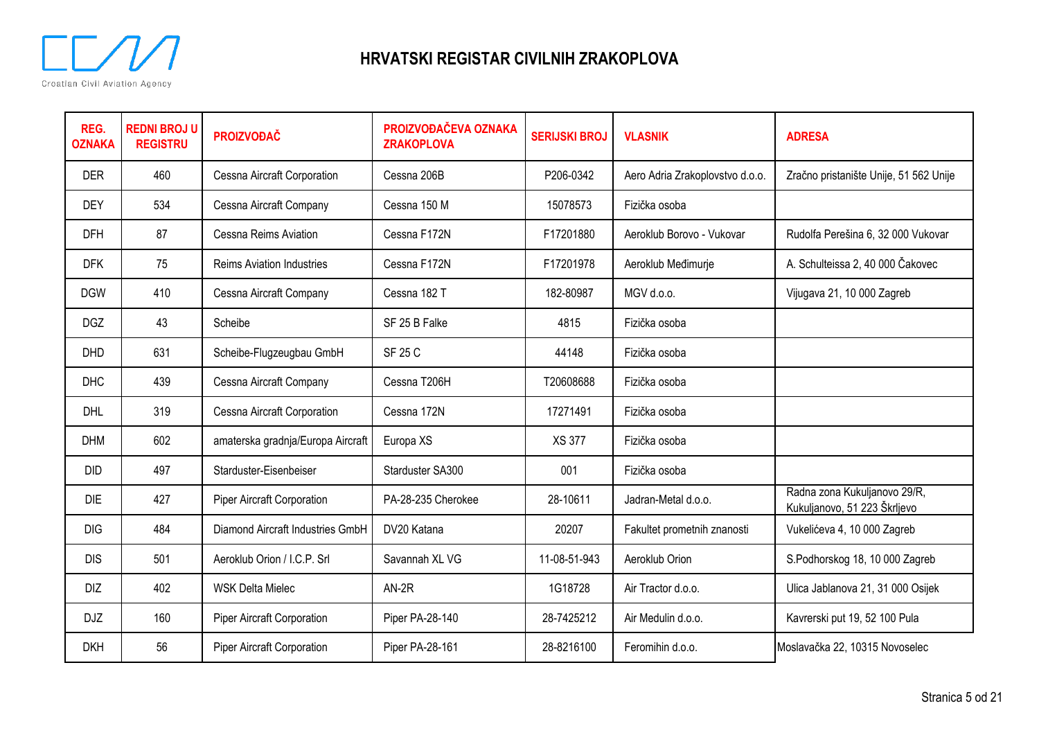# HRVATSKI REGISTAR CIVILNIH ZRAKOPLOVA

| REG. OZNAKA | REDNI BROJ U REGISTRU | PROIZVOĐAČ | PROIZVOĐAČEVA OZNAKA ZRAKOPLOVA | SERIJSKI BROJ | VLASNIK | ADRESA |
|---|---|---|---|---|---|---|
| DER | 460 | Cessna Aircraft Corporation | Cessna 206B | P206-0342 | Aero Adria Zrakoplovstvo d.o.o. | Zračno pristanište Unije, 51 562 Unije |
| DEY | 534 | Cessna Aircraft Company | Cessna 150 M | 15078573 | Fizička osoba | |
| DFH | 87 | Cessna Reims Aviation | Cessna F172N | F17201880 | Aeroklub Borovo - Vukovar | Rudolfa Perešina 6, 32 000 Vukovar |
| DFK | 75 | Reims Aviation Industries | Cessna F172N | F17201978 | Aeroklub Međimurje | A. Schulteissa 2, 40 000 Čakovec |
| DGW | 410 | Cessna Aircraft Company | Cessna 182 T | 182-80987 | MGV d.o.o. | Vijugava 21, 10 000 Zagreb |
| DGZ | 43 | Scheibe | SF 25 B Falke | 4815 | Fizička osoba | |
| DHD | 631 | Scheibe-Flugzeugbau GmbH | SF 25 C | 44148 | Fizička osoba | |
| DHC | 439 | Cessna Aircraft Company | Cessna T206H | T20608688 | Fizička osoba | |
| DHL | 319 | Cessna Aircraft Corporation | Cessna 172N | 17271491 | Fizička osoba | |
| DHM | 602 | amaterska gradnja/Europa Aircraft | Europa XS | XS 377 | Fizička osoba | |
| DID | 497 | Starduster-Eisenbeiser | Starduster SA300 | 001 | Fizička osoba | |
| DIE | 427 | Piper Aircraft Corporation | PA-28-235 Cherokee | 28-10611 | Jadran-Metal d.o.o. | Radna zona Kukuljanovo 29/R, Kukuljanovo, 51 223 Škrljevo |
| DIG | 484 | Diamond Aircraft Industries GmbH | DV20 Katana | 20207 | Fakultet prometnih znanosti | Vukelićeva 4, 10 000 Zagreb |
| DIS | 501 | Aeroklub Orion / I.C.P. Srl | Savannah XL VG | 11-08-51-943 | Aeroklub Orion | S.Podhorskog 18, 10 000 Zagreb |
| DIZ | 402 | WSK Delta Mielec | AN-2R | 1G18728 | Air Tractor d.o.o. | Ulica Jablanova 21, 31 000 Osijek |
| DJZ | 160 | Piper Aircraft Corporation | Piper PA-28-140 | 28-7425212 | Air Medulin d.o.o. | Kavrerski put 19, 52 100 Pula |
| DKH | 56 | Piper Aircraft Corporation | Piper PA-28-161 | 28-8216100 | Feromihin d.o.o. | Moslavačka 22, 10315 Novoselec |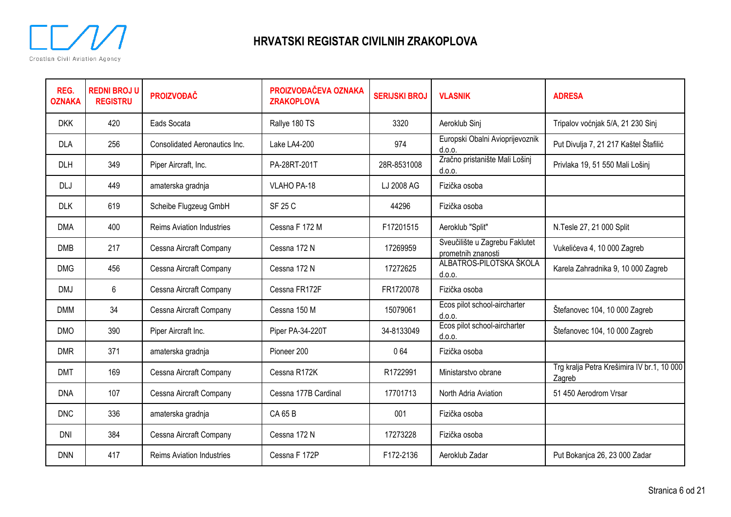# HRVATSKI REGISTAR CIVILNIH ZRAKOPLOVA

| REG. OZNAKA | REDNI BROJ U REGISTRU | PROIZVOĐAČ | PROIZVOĐAČEVA OZNAKA ZRAKOPLOVA | SERIJSKI BROJ | VLASNIK | ADRESA |
|---|---|---|---|---|---|---|
| DKK | 420 | Eads Socata | Rallye 180 TS | 3320 | Aeroklub Sinj | Tripalov voćnjak 5/A, 21 230 Sinj |
| DLA | 256 | Consolidated Aeronautics Inc. | Lake LA4-200 | 974 | Europski Obalni Avioprijevoznik d.o.o. | Put Divulja 7, 21 217 Kaštel Štafilić |
| DLH | 349 | Piper Aircraft, Inc. | PA-28RT-201T | 28R-8531008 | Zračno pristanište Mali Lošinj d.o.o. | Privlaka 19, 51 550 Mali Lošinj |
| DLJ | 449 | amaterska gradnja | VLAHO PA-18 | LJ 2008 AG | Fizička osoba | |
| DLK | 619 | Scheibe Flugzeug GmbH | SF 25 C | 44296 | Fizička osoba | |
| DMA | 400 | Reims Aviation Industries | Cessna F 172 M | F17201515 | Aeroklub "Split" | N.Tesle 27, 21 000 Split |
| DMB | 217 | Cessna Aircraft Company | Cessna 172 N | 17269959 | Sveučilište u Zagrebu Faklutet prometnih znanosti | Vukelićeva 4, 10 000 Zagreb |
| DMG | 456 | Cessna Aircraft Company | Cessna 172 N | 17272625 | ALBATROS-PILOTSKA ŠKOLA d.o.o. | Karela Zahradnika 9, 10 000 Zagreb |
| DMJ | 6 | Cessna Aircraft Company | Cessna FR172F | FR1720078 | Fizička osoba | |
| DMM | 34 | Cessna Aircraft Company | Cessna 150 M | 15079061 | Ecos pilot school-aircharter d.o.o. | Štefanovec 104, 10 000 Zagreb |
| DMO | 390 | Piper Aircraft Inc. | Piper PA-34-220T | 34-8133049 | Ecos pilot school-aircharter d.o.o. | Štefanovec 104, 10 000 Zagreb |
| DMR | 371 | amaterska gradnja | Pioneer 200 | 0 64 | Fizička osoba | |
| DMT | 169 | Cessna Aircraft Company | Cessna R172K | R1722991 | Ministarstvo obrane | Trg kralja Petra Krešimira IV br.1, 10 000 Zagreb |
| DNA | 107 | Cessna Aircraft Company | Cessna 177B Cardinal | 17701713 | North Adria Aviation | 51 450 Aerodrom Vrsar |
| DNC | 336 | amaterska gradnja | CA 65 B | 001 | Fizička osoba | |
| DNI | 384 | Cessna Aircraft Company | Cessna 172 N | 17273228 | Fizička osoba | |
| DNN | 417 | Reims Aviation Industries | Cessna F 172P | F172-2136 | Aeroklub Zadar | Put Bokanjca 26, 23 000 Zadar |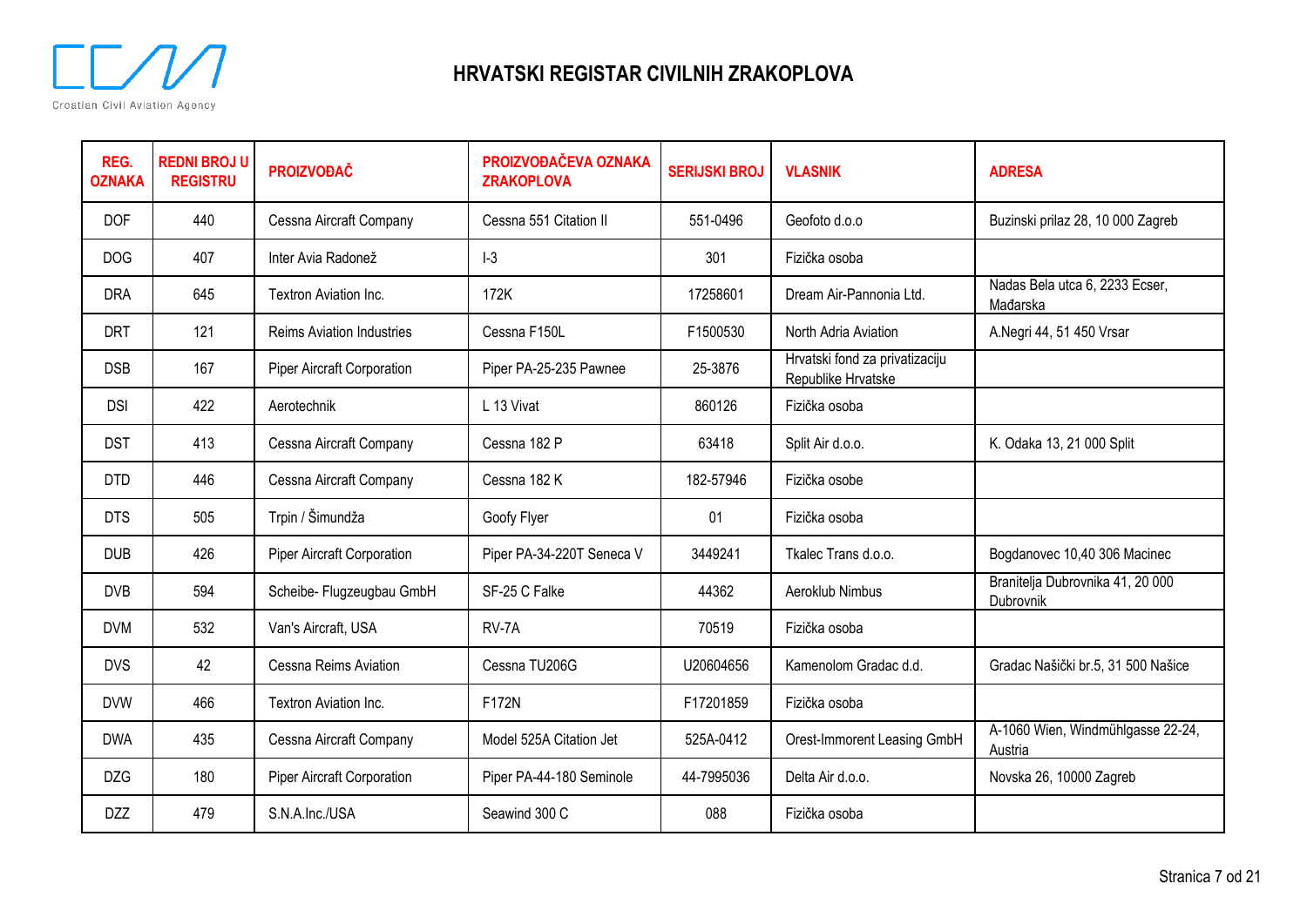# HRVATSKI REGISTAR CIVILNIH ZRAKOPLOVA

| REG. OZNAKA | REDNI BROJ U REGISTRU | PROIZVOĐAČ | PROIZVOĐAČEVA OZNAKA ZRAKOPLOVA | SERIJSKI BROJ | VLASNIK | ADRESA |
|---|---|---|---|---|---|---|
| DOF | 440 | Cessna Aircraft Company | Cessna 551 Citation II | 551-0496 | Geofoto d.o.o | Buzinski prilaz 28, 10 000 Zagreb |
| DOG | 407 | Inter Avia Radonež | I-3 | 301 | Fizička osoba | |
| DRA | 645 | Textron Aviation Inc. | 172K | 17258601 | Dream Air-Pannonia Ltd. | Nadas Bela utca 6, 2233 Ecser, Mađarska |
| DRT | 121 | Reims Aviation Industries | Cessna F150L | F1500530 | North Adria Aviation | A.Negri 44, 51 450 Vrsar |
| DSB | 167 | Piper Aircraft Corporation | Piper PA-25-235 Pawnee | 25-3876 | Hrvatski fond za privatizaciju Republike Hrvatske | |
| DSI | 422 | Aerotechnik | L 13 Vivat | 860126 | Fizička osoba | |
| DST | 413 | Cessna Aircraft Company | Cessna 182 P | 63418 | Split Air d.o.o. | K. Odaka 13, 21 000 Split |
| DTD | 446 | Cessna Aircraft Company | Cessna 182 K | 182-57946 | Fizička osobe | |
| DTS | 505 | Trpin / Šimundža | Goofy Flyer | 01 | Fizička osoba | |
| DUB | 426 | Piper Aircraft Corporation | Piper PA-34-220T Seneca V | 3449241 | Tkalec Trans d.o.o. | Bogdanovec 10,40 306 Macinec |
| DVB | 594 | Scheibe- Flugzeugbau GmbH | SF-25 C Falke | 44362 | Aeroklub Nimbus | Branitelja Dubrovnika 41, 20 000 Dubrovnik |
| DVM | 532 | Van's Aircraft, USA | RV-7A | 70519 | Fizička osoba | |
| DVS | 42 | Cessna Reims Aviation | Cessna TU206G | U20604656 | Kamenolom Gradac d.d. | Gradac Našički br.5, 31 500 Našice |
| DVW | 466 | Textron Aviation Inc. | F172N | F17201859 | Fizička osoba | |
| DWA | 435 | Cessna Aircraft Company | Model 525A Citation Jet | 525A-0412 | Orest-Immorent Leasing GmbH | A-1060 Wien, Windmühlgasse 22-24, Austria |
| DZG | 180 | Piper Aircraft Corporation | Piper PA-44-180 Seminole | 44-7995036 | Delta Air d.o.o. | Novska 26, 10000 Zagreb |
| DZZ | 479 | S.N.A.Inc./USA | Seawind 300 C | 088 | Fizička osoba | |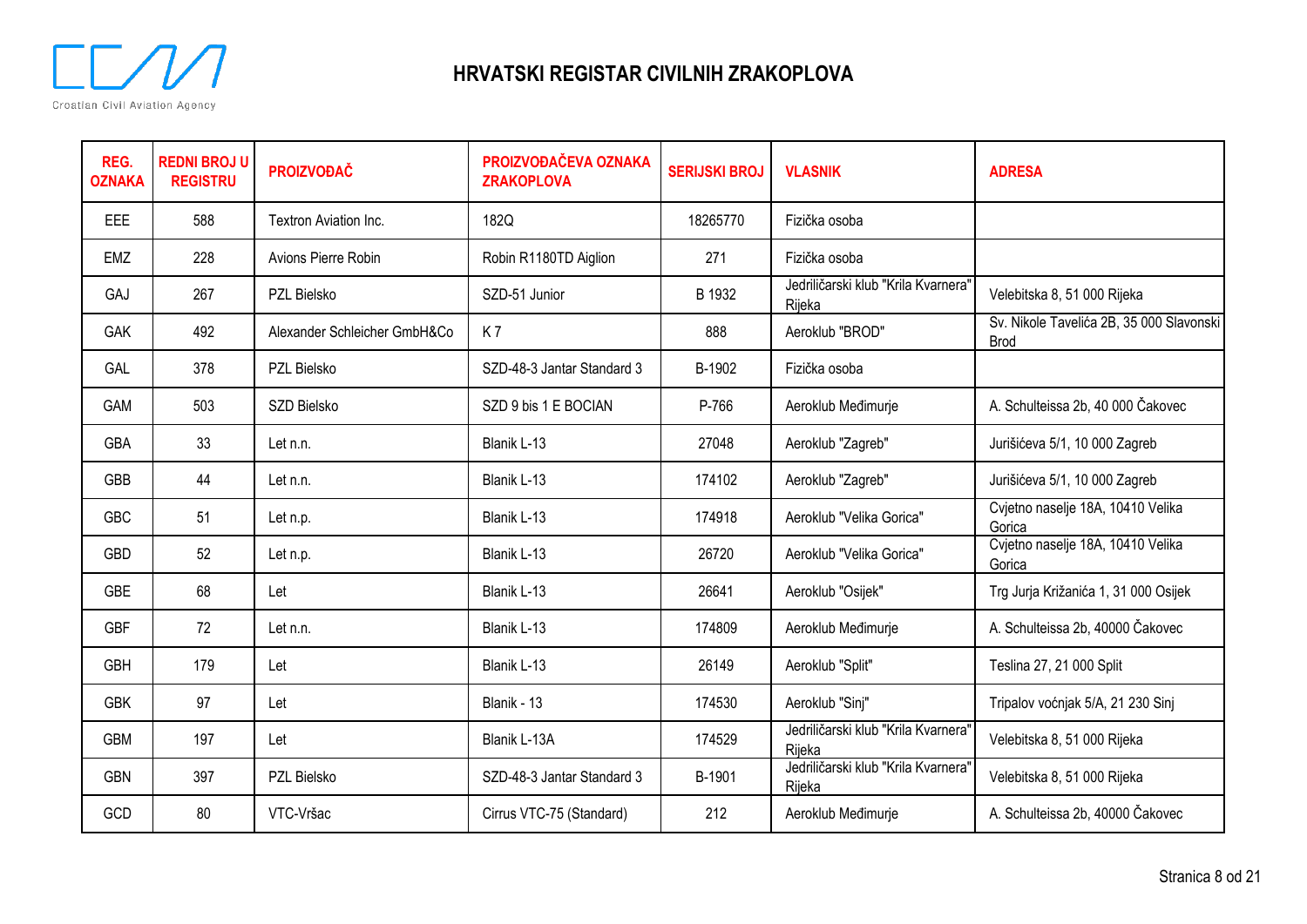# HRVATSKI REGISTAR CIVILNIH ZRAKOPLOVA

| REG. OZNAKA | REDNI BROJ U REGISTRU | PROIZVOĐAČ | PROIZVOĐAČEVA OZNAKA ZRAKOPLOVA | SERIJSKI BROJ | VLASNIK | ADRESA |
|---|---|---|---|---|---|---|
| EEE | 588 | Textron Aviation Inc. | 182Q | 18265770 | Fizička osoba | |
| EMZ | 228 | Avions Pierre Robin | Robin R1180TD Aiglion | 271 | Fizička osoba | |
| GAJ | 267 | PZL Bielsko | SZD-51 Junior | B 1932 | Jedriličarski klub "Krila Kvarnera" Rijeka | Velebitska 8, 51 000 Rijeka |
| GAK | 492 | Alexander Schleicher GmbH&Co | K 7 | 888 | Aeroklub "BROD" | Sv. Nikole Tavelića 2B, 35 000 Slavonski Brod |
| GAL | 378 | PZL Bielsko | SZD-48-3 Jantar Standard 3 | B-1902 | Fizička osoba | |
| GAM | 503 | SZD Bielsko | SZD 9 bis 1 E BOCIAN | P-766 | Aeroklub Međimurje | A. Schulteissa 2b, 40 000 Čakovec |
| GBA | 33 | Let n.n. | Blanik L-13 | 27048 | Aeroklub "Zagreb" | Jurišićeva 5/1, 10 000 Zagreb |
| GBB | 44 | Let n.n. | Blanik L-13 | 174102 | Aeroklub "Zagreb" | Jurišićeva 5/1, 10 000 Zagreb |
| GBC | 51 | Let n.p. | Blanik L-13 | 174918 | Aeroklub "Velika Gorica" | Cvjetno naselje 18A, 10410 Velika Gorica |
| GBD | 52 | Let n.p. | Blanik L-13 | 26720 | Aeroklub "Velika Gorica" | Cvjetno naselje 18A, 10410 Velika Gorica |
| GBE | 68 | Let | Blanik L-13 | 26641 | Aeroklub "Osijek" | Trg Jurja Križanića 1, 31 000 Osijek |
| GBF | 72 | Let n.n. | Blanik L-13 | 174809 | Aeroklub Međimurje | A. Schulteissa 2b, 40000 Čakovec |
| GBH | 179 | Let | Blanik L-13 | 26149 | Aeroklub "Split" | Teslina 27, 21 000 Split |
| GBK | 97 | Let | Blanik - 13 | 174530 | Aeroklub "Sinj" | Tripalov voćnjak 5/A, 21 230 Sinj |
| GBM | 197 | Let | Blanik L-13A | 174529 | Jedriličarski klub "Krila Kvarnera" Rijeka | Velebitska 8, 51 000 Rijeka |
| GBN | 397 | PZL Bielsko | SZD-48-3 Jantar Standard 3 | B-1901 | Jedriličarski klub "Krila Kvarnera" Rijeka | Velebitska 8, 51 000 Rijeka |
| GCD | 80 | VTC-Vršac | Cirrus VTC-75 (Standard) | 212 | Aeroklub Međimurje | A. Schulteissa 2b, 40000 Čakovec |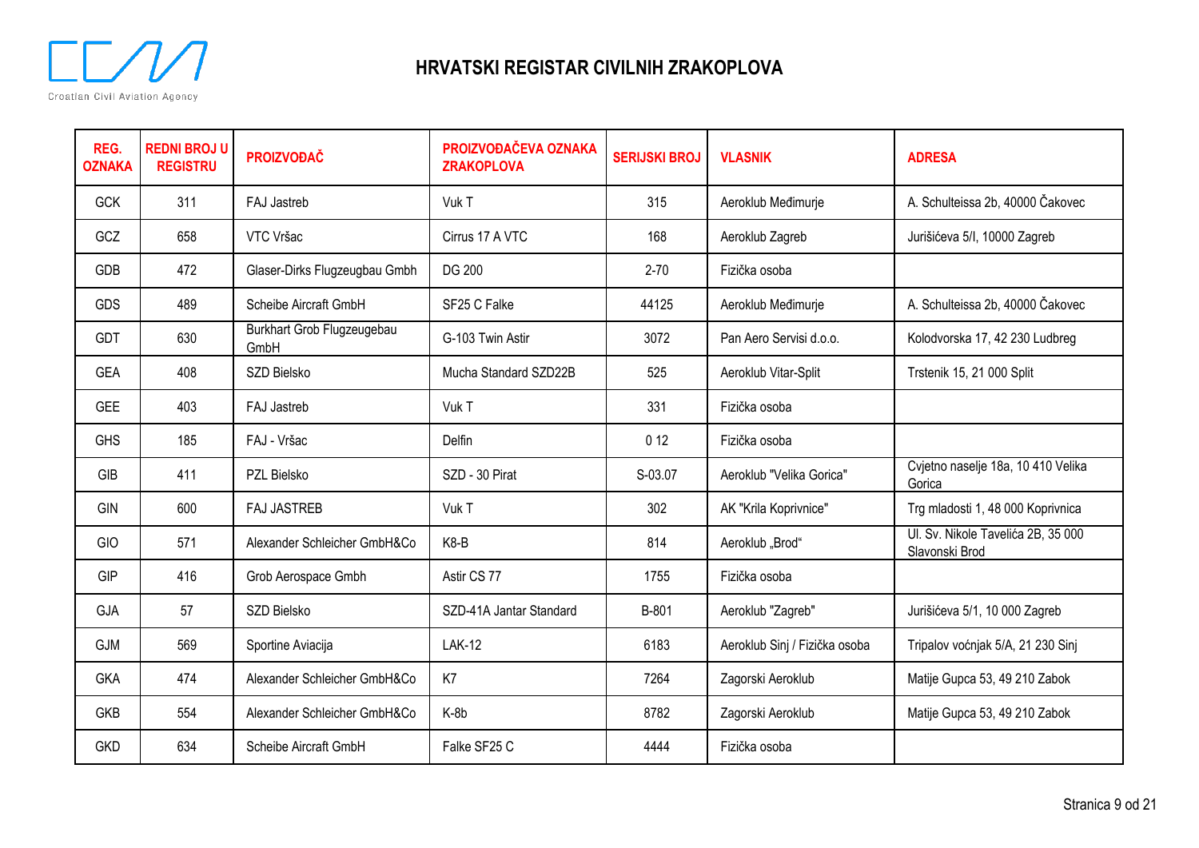# HRVATSKI REGISTAR CIVILNIH ZRAKOPLOVA

| REG. OZNAKA | REDNI BROJ U REGISTRU | PROIZVOĐAČ | PROIZVOĐAČEVA OZNAKA ZRAKOPLOVA | SERIJSKI BROJ | VLASNIK | ADRESA |
|---|---|---|---|---|---|---|
| GCK | 311 | FAJ Jastreb | Vuk T | 315 | Aeroklub Međimurje | A. Schulteissa 2b, 40000 Čakovec |
| GCZ | 658 | VTC Vršac | Cirrus 17 A VTC | 168 | Aeroklub Zagreb | Jurišićeva 5/I, 10000 Zagreb |
| GDB | 472 | Glaser-Dirks Flugzeugbau Gmbh | DG 200 | 2-70 | Fizička osoba | |
| GDS | 489 | Scheibe Aircraft GmbH | SF25 C Falke | 44125 | Aeroklub Međimurje | A. Schulteissa 2b, 40000 Čakovec |
| GDT | 630 | Burkhart Grob Flugzeugebau GmbH | G-103 Twin Astir | 3072 | Pan Aero Servisi d.o.o. | Kolodvorska 17, 42 230 Ludbreg |
| GEA | 408 | SZD Bielsko | Mucha Standard SZD22B | 525 | Aeroklub Vitar-Split | Trstenik 15, 21 000 Split |
| GEE | 403 | FAJ Jastreb | Vuk T | 331 | Fizička osoba | |
| GHS | 185 | FAJ - Vršac | Delfin | 0 12 | Fizička osoba | |
| GIB | 411 | PZL Bielsko | SZD - 30 Pirat | S-03.07 | Aeroklub "Velika Gorica" | Cvjetno naselje 18a, 10 410 Velika Gorica |
| GIN | 600 | FAJ JASTREB | Vuk T | 302 | AK "Krila Koprivnice" | Trg mladosti 1, 48 000 Koprivnica |
| GIO | 571 | Alexander Schleicher GmbH&Co | K8-B | 814 | Aeroklub „Brod“ | Ul. Sv. Nikole Tavelića 2B, 35 000 Slavonski Brod |
| GIP | 416 | Grob Aerospace Gmbh | Astir CS 77 | 1755 | Fizička osoba | |
| GJA | 57 | SZD Bielsko | SZD-41A Jantar Standard | B-801 | Aeroklub "Zagreb" | Jurišićeva 5/1, 10 000 Zagreb |
| GJM | 569 | Sportine Aviacija | LAK-12 | 6183 | Aeroklub Sinj / Fizička osoba | Tripalov voćnjak 5/A, 21 230 Sinj |
| GKA | 474 | Alexander Schleicher GmbH&Co | K7 | 7264 | Zagorski Aeroklub | Matije Gupca 53, 49 210 Zabok |
| GKB | 554 | Alexander Schleicher GmbH&Co | K-8b | 8782 | Zagorski Aeroklub | Matije Gupca 53, 49 210 Zabok |
| GKD | 634 | Scheibe Aircraft GmbH | Falke SF25 C | 4444 | Fizička osoba | |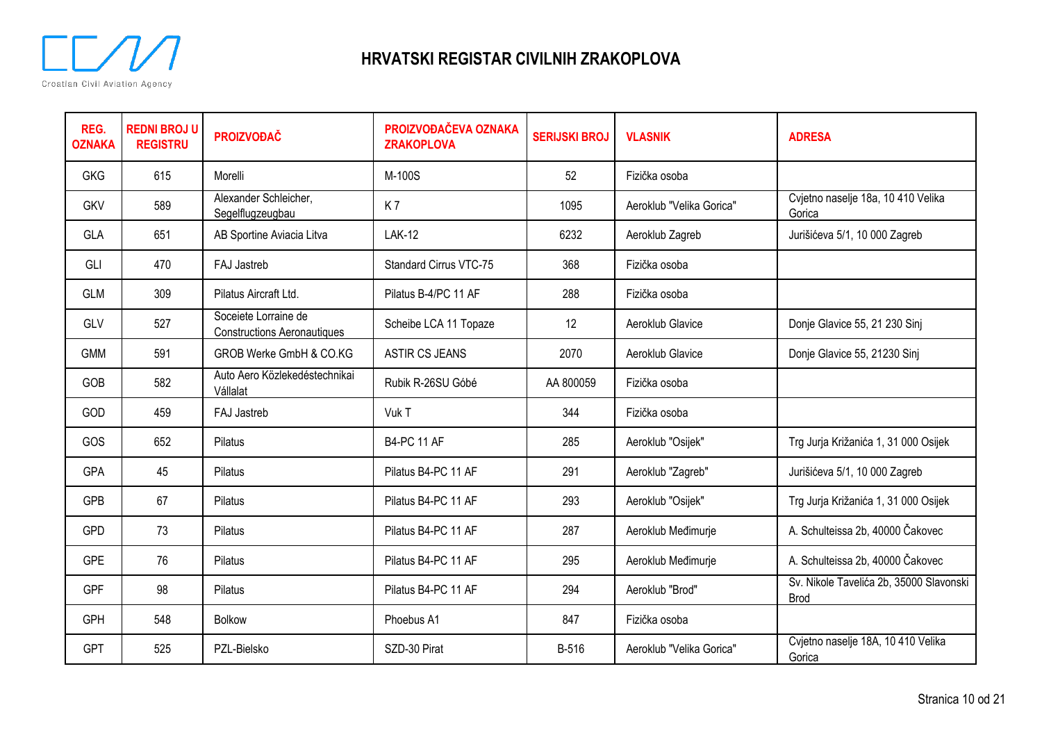# HRVATSKI REGISTAR CIVILNIH ZRAKOPLOVA

| REG. OZNAKA | REDNI BROJ U REGISTRU | PROIZVOĐAČ | PROIZVOĐAČEVA OZNAKA ZRAKOPLOVA | SERIJSKI BROJ | VLASNIK | ADRESA |
|---|---|---|---|---|---|---|
| GKG | 615 | Morelli | M-100S | 52 | Fizička osoba | |
| GKV | 589 | Alexander Schleicher, Segelflugzeugbau | K 7 | 1095 | Aeroklub "Velika Gorica" | Cvjetno naselje 18a, 10 410 Velika Gorica |
| GLA | 651 | AB Sportine Aviacia Litva | LAK-12 | 6232 | Aeroklub Zagreb | Jurišićeva 5/1, 10 000 Zagreb |
| GLI | 470 | FAJ Jastreb | Standard Cirrus VTC-75 | 368 | Fizička osoba | |
| GLM | 309 | Pilatus Aircraft Ltd. | Pilatus B-4/PC 11 AF | 288 | Fizička osoba | |
| GLV | 527 | Soceiete Lorraine de Constructions Aeronautiques | Scheibe LCA 11 Topaze | 12 | Aeroklub Glavice | Donje Glavice 55, 21 230 Sinj |
| GMM | 591 | GROB Werke GmbH & CO.KG | ASTIR CS JEANS | 2070 | Aeroklub Glavice | Donje Glavice 55, 21230 Sinj |
| GOB | 582 | Auto Aero Közlekedéstechnikai Vállalat | Rubik R-26SU Góbé | AA 800059 | Fizička osoba | |
| GOD | 459 | FAJ Jastreb | Vuk T | 344 | Fizička osoba | |
| GOS | 652 | Pilatus | B4-PC 11 AF | 285 | Aeroklub "Osijek" | Trg Jurja Križanića 1, 31 000 Osijek |
| GPA | 45 | Pilatus | Pilatus B4-PC 11 AF | 291 | Aeroklub "Zagreb" | Jurišićeva 5/1, 10 000 Zagreb |
| GPB | 67 | Pilatus | Pilatus B4-PC 11 AF | 293 | Aeroklub "Osijek" | Trg Jurja Križanića 1, 31 000 Osijek |
| GPD | 73 | Pilatus | Pilatus B4-PC 11 AF | 287 | Aeroklub Međimurje | A. Schulteissa 2b, 40000 Čakovec |
| GPE | 76 | Pilatus | Pilatus B4-PC 11 AF | 295 | Aeroklub Međimurje | A. Schulteissa 2b, 40000 Čakovec |
| GPF | 98 | Pilatus | Pilatus B4-PC 11 AF | 294 | Aeroklub "Brod" | Sv. Nikole Tavelića 2b, 35000 Slavonski Brod |
| GPH | 548 | Bolkow | Phoebus A1 | 847 | Fizička osoba | |
| GPT | 525 | PZL-Bielsko | SZD-30 Pirat | B-516 | Aeroklub "Velika Gorica" | Cvjetno naselje 18A, 10 410 Velika Gorica |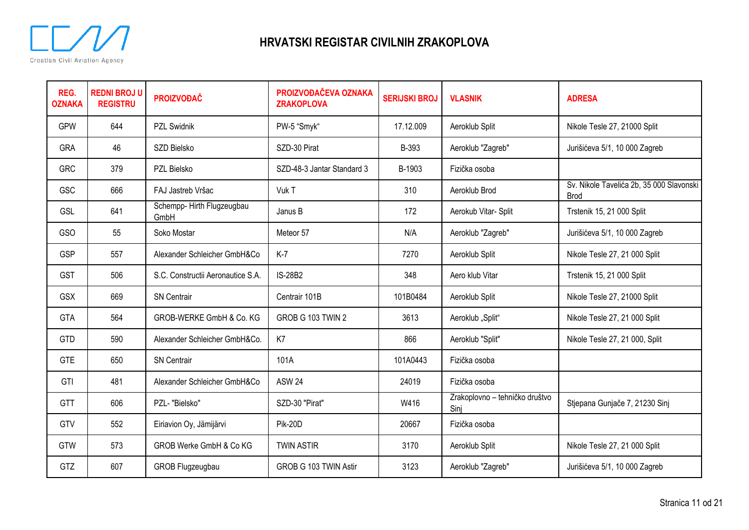# HRVATSKI REGISTAR CIVILNIH ZRAKOPLOVA

| REG. OZNAKA | REDNI BROJ U REGISTRU | PROIZVOĐAČ | PROIZVOĐAČEVA OZNAKA ZRAKOPLOVA | SERIJSKI BROJ | VLASNIK | ADRESA |
|---|---|---|---|---|---|---|
| GPW | 644 | PZL Swidnik | PW-5 "Smyk" | 17.12.009 | Aeroklub Split | Nikole Tesle 27, 21000 Split |
| GRA | 46 | SZD Bielsko | SZD-30 Pirat | B-393 | Aeroklub "Zagreb" | Jurišićeva 5/1, 10 000 Zagreb |
| GRC | 379 | PZL Bielsko | SZD-48-3 Jantar Standard 3 | B-1903 | Fizička osoba | |
| GSC | 666 | FAJ Jastreb Vršac | Vuk T | 310 | Aeroklub Brod | Sv. Nikole Tavelića 2b, 35 000 Slavonski Brod |
| GSL | 641 | Schempp- Hirth Flugzeugbau GmbH | Janus B | 172 | Aerokub Vitar- Split | Trstenik 15, 21 000 Split |
| GSO | 55 | Soko Mostar | Meteor 57 | N/A | Aeroklub "Zagreb" | Jurišićeva 5/1, 10 000 Zagreb |
| GSP | 557 | Alexander Schleicher GmbH&Co | K-7 | 7270 | Aeroklub Split | Nikole Tesle 27, 21 000 Split |
| GST | 506 | S.C. Constructii Aeronautice S.A. | IS-28B2 | 348 | Aero klub Vitar | Trstenik 15, 21 000 Split |
| GSX | 669 | SN Centrair | Centrair 101B | 101B0484 | Aeroklub Split | Nikole Tesle 27, 21000 Split |
| GTA | 564 | GROB-WERKE GmbH & Co. KG | GROB G 103 TWIN 2 | 3613 | Aeroklub „Split" | Nikole Tesle 27, 21 000 Split |
| GTD | 590 | Alexander Schleicher GmbH&Co. | K7 | 866 | Aeroklub "Split" | Nikole Tesle 27, 21 000, Split |
| GTE | 650 | SN Centrair | 101A | 101A0443 | Fizička osoba | |
| GTI | 481 | Alexander Schleicher GmbH&Co | ASW 24 | 24019 | Fizička osoba | |
| GTT | 606 | PZL- "Bielsko" | SZD-30 "Pirat" | W416 | Zrakoplovno – tehničko društvo Sinj | Stjepana Gunjače 7, 21230 Sinj |
| GTV | 552 | Eiriavion Oy, Jämijärvi | Pik-20D | 20667 | Fizička osoba | |
| GTW | 573 | GROB Werke GmbH & Co KG | TWIN ASTIR | 3170 | Aeroklub Split | Nikole Tesle 27, 21 000 Split |
| GTZ | 607 | GROB Flugzeugbau | GROB G 103 TWIN Astir | 3123 | Aeroklub "Zagreb" | Jurišićeva 5/1, 10 000 Zagreb |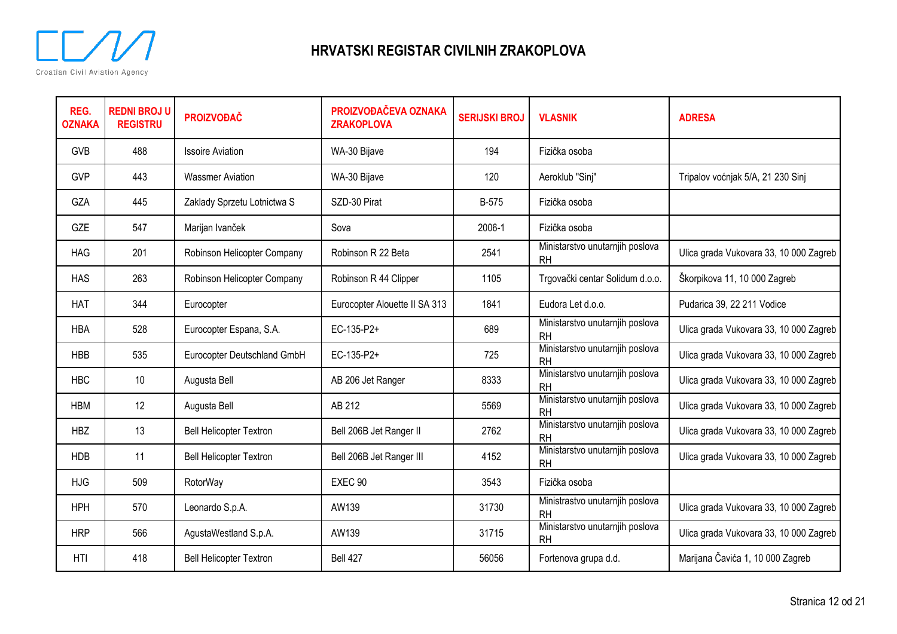# HRVATSKI REGISTAR CIVILNIH ZRAKOPLOVA

| REG. OZNAKA | REDNI BROJ U REGISTRU | PROIZVOĐAČ | PROIZVOĐAČEVA OZNAKA ZRAKOPLOVA | SERIJSKI BROJ | VLASNIK | ADRESA |
|---|---|---|---|---|---|---|
| GVB | 488 | Issoire Aviation | WA-30 Bijave | 194 | Fizička osoba | |
| GVP | 443 | Wassmer Aviation | WA-30 Bijave | 120 | Aeroklub "Sinj" | Tripalov voćnjak 5/A, 21 230 Sinj |
| GZA | 445 | Zaklady Sprzetu Lotnictwa S | SZD-30 Pirat | B-575 | Fizička osoba | |
| GZE | 547 | Marijan Ivanček | Sova | 2006-1 | Fizička osoba | |
| HAG | 201 | Robinson Helicopter Company | Robinson R 22 Beta | 2541 | Ministarstvo unutarnjih poslova RH | Ulica grada Vukovara 33, 10 000 Zagreb |
| HAS | 263 | Robinson Helicopter Company | Robinson R 44 Clipper | 1105 | Trgovački centar Solidum d.o.o. | Škorpikova 11, 10 000 Zagreb |
| HAT | 344 | Eurocopter | Eurocopter Alouette II SA 313 | 1841 | Eudora Let d.o.o. | Pudarica 39, 22 211 Vodice |
| HBA | 528 | Eurocopter Espana, S.A. | EC-135-P2+ | 689 | Ministarstvo unutarnjih poslova RH | Ulica grada Vukovara 33, 10 000 Zagreb |
| HBB | 535 | Eurocopter Deutschland GmbH | EC-135-P2+ | 725 | Ministarstvo unutarnjih poslova RH | Ulica grada Vukovara 33, 10 000 Zagreb |
| HBC | 10 | Augusta Bell | AB 206 Jet Ranger | 8333 | Ministarstvo unutarnjih poslova RH | Ulica grada Vukovara 33, 10 000 Zagreb |
| HBM | 12 | Augusta Bell | AB 212 | 5569 | Ministarstvo unutarnjih poslova RH | Ulica grada Vukovara 33, 10 000 Zagreb |
| HBZ | 13 | Bell Helicopter Textron | Bell 206B Jet Ranger II | 2762 | Ministarstvo unutarnjih poslova RH | Ulica grada Vukovara 33, 10 000 Zagreb |
| HDB | 11 | Bell Helicopter Textron | Bell 206B Jet Ranger III | 4152 | Ministarstvo unutarnjih poslova RH | Ulica grada Vukovara 33, 10 000 Zagreb |
| HJG | 509 | RotorWay | EXEC 90 | 3543 | Fizička osoba | |
| HPH | 570 | Leonardo S.p.A. | AW139 | 31730 | Ministrastvo unutarnjih poslova RH | Ulica grada Vukovara 33, 10 000 Zagreb |
| HRP | 566 | AgustaWestland S.p.A. | AW139 | 31715 | Ministarstvo unutarnjih poslova RH | Ulica grada Vukovara 33, 10 000 Zagreb |
| HTI | 418 | Bell Helicopter Textron | Bell 427 | 56056 | Fortenova grupa d.d. | Marijana Čavića 1, 10 000 Zagreb |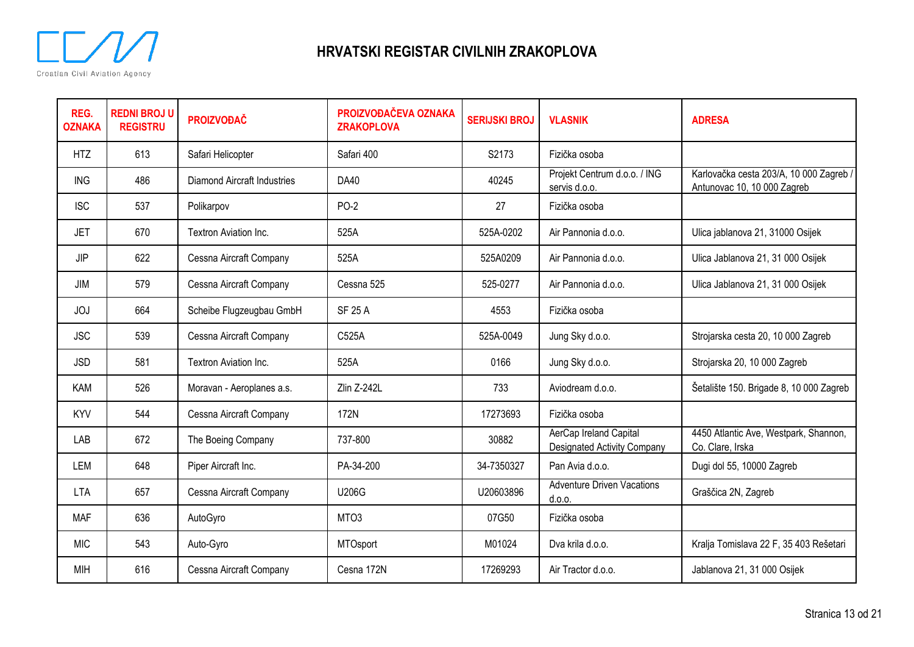# HRVATSKI REGISTAR CIVILNIH ZRAKOPLOVA

| REG. OZNAKA | REDNI BROJ U REGISTRU | PROIZVOĐAČ | PROIZVOĐAČEVA OZNAKA ZRAKOPLOVA | SERIJSKI BROJ | VLASNIK | ADRESA |
|---|---|---|---|---|---|---|
| HTZ | 613 | Safari Helicopter | Safari 400 | S2173 | Fizička osoba | |
| ING | 486 | Diamond Aircraft Industries | DA40 | 40245 | Projekt Centrum d.o.o. / ING servis d.o.o. | Karlovačka cesta 203/A, 10 000 Zagreb / Antunovac 10, 10 000 Zagreb |
| ISC | 537 | Polikarpov | PO-2 | 27 | Fizička osoba | |
| JET | 670 | Textron Aviation Inc. | 525A | 525A-0202 | Air Pannonia d.o.o. | Ulica jablanova 21, 31000 Osijek |
| JIP | 622 | Cessna Aircraft Company | 525A | 525A0209 | Air Pannonia d.o.o. | Ulica Jablanova 21, 31 000 Osijek |
| JIM | 579 | Cessna Aircraft Company | Cessna 525 | 525-0277 | Air Pannonia d.o.o. | Ulica Jablanova 21, 31 000 Osijek |
| JOJ | 664 | Scheibe Flugzeugbau GmbH | SF 25 A | 4553 | Fizička osoba | |
| JSC | 539 | Cessna Aircraft Company | C525A | 525A-0049 | Jung Sky d.o.o. | Strojarska cesta 20, 10 000 Zagreb |
| JSD | 581 | Textron Aviation Inc. | 525A | 0166 | Jung Sky d.o.o. | Strojarska 20, 10 000 Zagreb |
| KAM | 526 | Moravan - Aeroplanes a.s. | Zlin Z-242L | 733 | Aviodream d.o.o. | Šetalište 150. Brigade 8, 10 000 Zagreb |
| KYV | 544 | Cessna Aircraft Company | 172N | 17273693 | Fizička osoba | |
| LAB | 672 | The Boeing Company | 737-800 | 30882 | AerCap Ireland Capital Designated Activity Company | 4450 Atlantic Ave, Westpark, Shannon, Co. Clare, Irska |
| LEM | 648 | Piper Aircraft Inc. | PA-34-200 | 34-7350327 | Pan Avia d.o.o. | Dugi dol 55, 10000 Zagreb |
| LTA | 657 | Cessna Aircraft Company | U206G | U20603896 | Adventure Driven Vacations d.o.o. | Graščica 2N, Zagreb |
| MAF | 636 | AutoGyro | MTO3 | 07G50 | Fizička osoba | |
| MIC | 543 | Auto-Gyro | MTOsport | M01024 | Dva krila d.o.o. | Kralja Tomislava 22 F, 35 403 Rešetari |
| MIH | 616 | Cessna Aircraft Company | Cesna 172N | 17269293 | Air Tractor d.o.o. | Jablanova 21, 31 000 Osijek |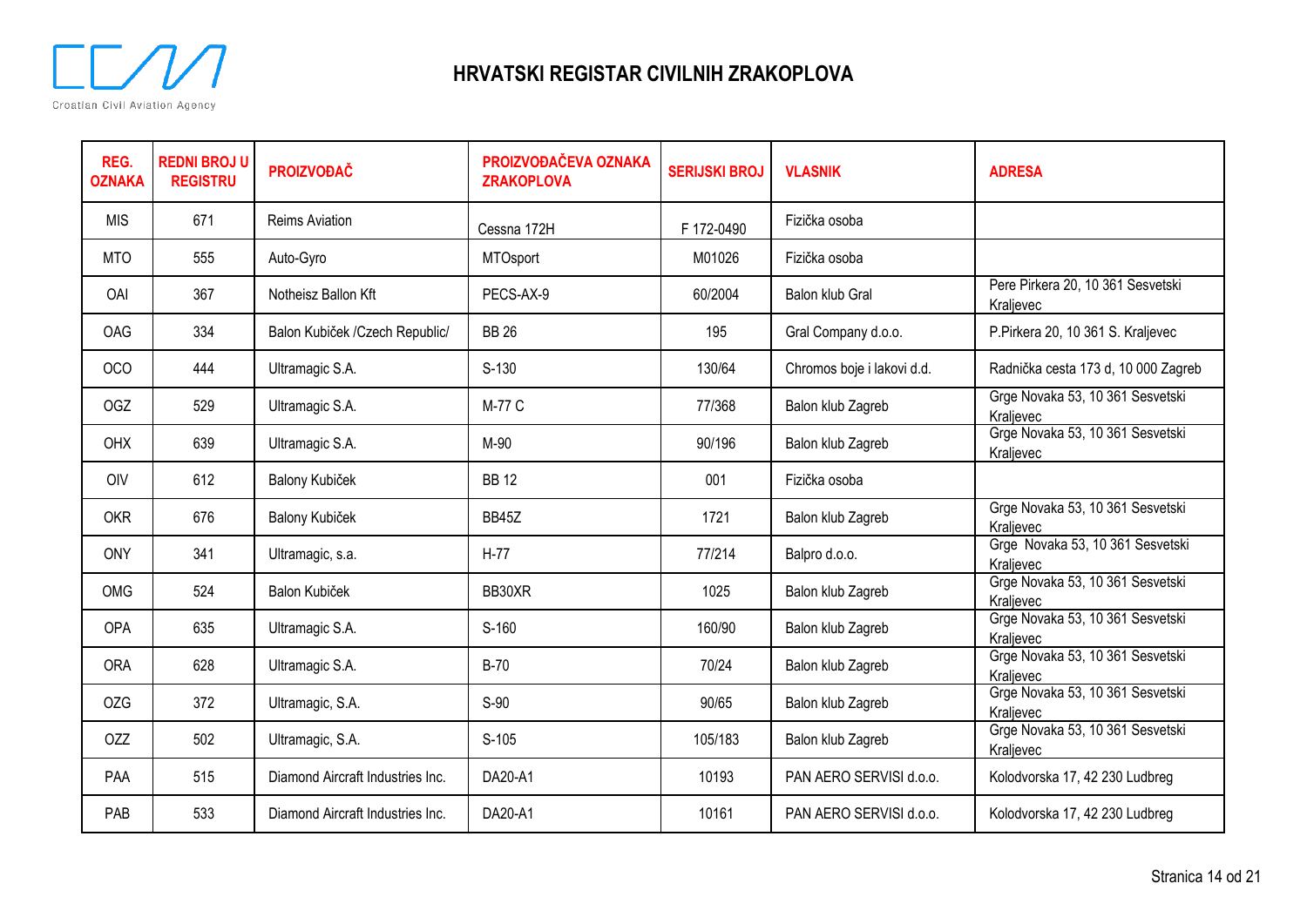# HRVATSKI REGISTAR CIVILNIH ZRAKOPLOVA

| REG. OZNAKA | REDNI BROJ U REGISTRU | PROIZVOĐAČ | PROIZVOĐAČEVA OZNAKA ZRAKOPLOVA | SERIJSKI BROJ | VLASNIK | ADRESA |
|---|---|---|---|---|---|---|
| MIS | 671 | Reims Aviation | Cessna 172H | F 172-0490 | Fizička osoba | |
| MTO | 555 | Auto-Gyro | MTOsport | M01026 | Fizička osoba | |
| OAI | 367 | Notheisz Ballon Kft | PECS-AX-9 | 60/2004 | Balon klub Gral | Pere Pirkera 20, 10 361 Sesvetski Kraljevec |
| OAG | 334 | Balon Kubiček /Czech Republic/ | BB 26 | 195 | Gral Company d.o.o. | P.Pirkera 20, 10 361 S. Kraljevec |
| OCO | 444 | Ultramagic S.A. | S-130 | 130/64 | Chromos boje i lakovi d.d. | Radnička cesta 173 d, 10 000 Zagreb |
| OGZ | 529 | Ultramagic S.A. | M-77 C | 77/368 | Balon klub Zagreb | Grge Novaka 53, 10 361 Sesvetski Kraljevec |
| OHX | 639 | Ultramagic S.A. | M-90 | 90/196 | Balon klub Zagreb | Grge Novaka 53, 10 361 Sesvetski Kraljevec |
| OIV | 612 | Balony Kubiček | BB 12 | 001 | Fizička osoba | |
| OKR | 676 | Balony Kubiček | BB45Z | 1721 | Balon klub Zagreb | Grge Novaka 53, 10 361 Sesvetski Kraljevec |
| ONY | 341 | Ultramagic, s.a. | H-77 | 77/214 | Balpro d.o.o. | Grge Novaka 53, 10 361 Sesvetski Kraljevec |
| OMG | 524 | Balon Kubiček | BB30XR | 1025 | Balon klub Zagreb | Grge Novaka 53, 10 361 Sesvetski Kraljevec |
| OPA | 635 | Ultramagic S.A. | S-160 | 160/90 | Balon klub Zagreb | Grge Novaka 53, 10 361 Sesvetski Kraljevec |
| ORA | 628 | Ultramagic S.A. | B-70 | 70/24 | Balon klub Zagreb | Grge Novaka 53, 10 361 Sesvetski Kraljevec |
| OZG | 372 | Ultramagic, S.A. | S-90 | 90/65 | Balon klub Zagreb | Grge Novaka 53, 10 361 Sesvetski Kraljevec |
| OZZ | 502 | Ultramagic, S.A. | S-105 | 105/183 | Balon klub Zagreb | Grge Novaka 53, 10 361 Sesvetski Kraljevec |
| PAA | 515 | Diamond Aircraft Industries Inc. | DA20-A1 | 10193 | PAN AERO SERVISI d.o.o. | Kolodvorska 17, 42 230 Ludbreg |
| PAB | 533 | Diamond Aircraft Industries Inc. | DA20-A1 | 10161 | PAN AERO SERVISI d.o.o. | Kolodvorska 17, 42 230 Ludbreg |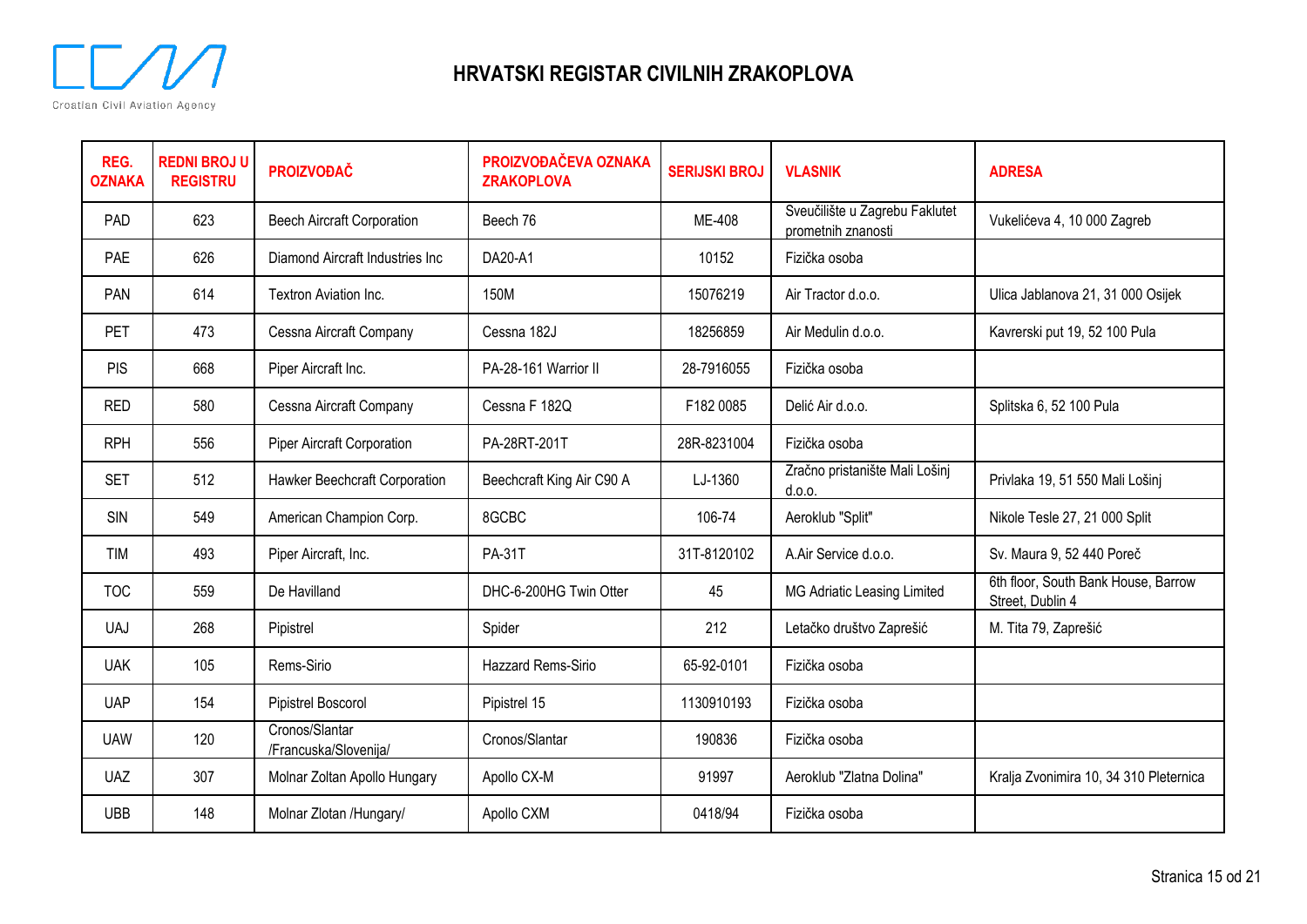# HRVATSKI REGISTAR CIVILNIH ZRAKOPLOVA

| REG. OZNAKA | REDNI BROJ U REGISTRU | PROIZVOĐAČ | PROIZVOĐAČEVA OZNAKA ZRAKOPLOVA | SERIJSKI BROJ | VLASNIK | ADRESA |
|---|---|---|---|---|---|---|
| PAD | 623 | Beech Aircraft Corporation | Beech 76 | ME-408 | Sveučilište u Zagrebu Faklutet prometnih znanosti | Vukelićeva 4, 10 000 Zagreb |
| PAE | 626 | Diamond Aircraft Industries Inc | DA20-A1 | 10152 | Fizička osoba | |
| PAN | 614 | Textron Aviation Inc. | 150M | 15076219 | Air Tractor d.o.o. | Ulica Jablanova 21, 31 000 Osijek |
| PET | 473 | Cessna Aircraft Company | Cessna 182J | 18256859 | Air Medulin d.o.o. | Kavrerski put 19, 52 100 Pula |
| PIS | 668 | Piper Aircraft Inc. | PA-28-161 Warrior II | 28-7916055 | Fizička osoba | |
| RED | 580 | Cessna Aircraft Company | Cessna F 182Q | F182 0085 | Delić Air d.o.o. | Splitska 6, 52 100 Pula |
| RPH | 556 | Piper Aircraft Corporation | PA-28RT-201T | 28R-8231004 | Fizička osoba | |
| SET | 512 | Hawker Beechcraft Corporation | Beechcraft King Air C90 A | LJ-1360 | Zračno pristanište Mali Lošinj d.o.o. | Privlaka 19, 51 550 Mali Lošinj |
| SIN | 549 | American Champion Corp. | 8GCBC | 106-74 | Aeroklub "Split" | Nikole Tesle 27, 21 000 Split |
| TIM | 493 | Piper Aircraft, Inc. | PA-31T | 31T-8120102 | A.Air Service d.o.o. | Sv. Maura 9, 52 440 Poreč |
| TOC | 559 | De Havilland | DHC-6-200HG Twin Otter | 45 | MG Adriatic Leasing Limited | 6th floor, South Bank House, Barrow Street, Dublin 4 |
| UAJ | 268 | Pipistrel | Spider | 212 | Letačko društvo Zaprešić | M. Tita 79, Zaprešić |
| UAK | 105 | Rems-Sirio | Hazzard Rems-Sirio | 65-92-0101 | Fizička osoba | |
| UAP | 154 | Pipistrel Boscorol | Pipistrel 15 | 1130910193 | Fizička osoba | |
| UAW | 120 | Cronos/Slantar /Francuska/Slovenija/ | Cronos/Slantar | 190836 | Fizička osoba | |
| UAZ | 307 | Molnar Zoltan Apollo Hungary | Apollo CX-M | 91997 | Aeroklub "Zlatna Dolina" | Kralja Zvonimira 10, 34 310 Pleternica |
| UBB | 148 | Molnar Zlotan /Hungary/ | Apollo CXM | 0418/94 | Fizička osoba | |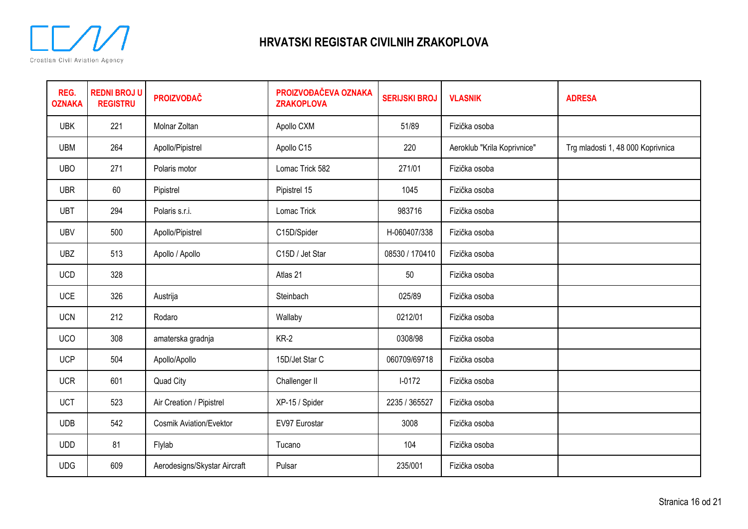# HRVATSKI REGISTAR CIVILNIH ZRAKOPLOVA

| REG. OZNAKA | REDNI BROJ U REGISTRU | PROIZVOĐAČ | PROIZVOĐAČEVA OZNAKA ZRAKOPLOVA | SERIJSKI BROJ | VLASNIK | ADRESA |
|---|---|---|---|---|---|---|
| UBK | 221 | Molnar Zoltan | Apollo CXM | 51/89 | Fizička osoba | |
| UBM | 264 | Apollo/Pipistrel | Apollo C15 | 220 | Aeroklub "Krila Koprivnice" | Trg mladosti 1, 48 000 Koprivnica |
| UBO | 271 | Polaris motor | Lomac Trick 582 | 271/01 | Fizička osoba | |
| UBR | 60 | Pipistrel | Pipistrel 15 | 1045 | Fizička osoba | |
| UBT | 294 | Polaris s.r.i. | Lomac Trick | 983716 | Fizička osoba | |
| UBV | 500 | Apollo/Pipistrel | C15D/Spider | H-060407/338 | Fizička osoba | |
| UBZ | 513 | Apollo / Apollo | C15D / Jet Star | 08530 / 170410 | Fizička osoba | |
| UCD | 328 | | Atlas 21 | 50 | Fizička osoba | |
| UCE | 326 | Austrija | Steinbach | 025/89 | Fizička osoba | |
| UCN | 212 | Rodaro | Wallaby | 0212/01 | Fizička osoba | |
| UCO | 308 | amaterska gradnja | KR-2 | 0308/98 | Fizička osoba | |
| UCP | 504 | Apollo/Apollo | 15D/Jet Star C | 060709/69718 | Fizička osoba | |
| UCR | 601 | Quad City | Challenger II | I-0172 | Fizička osoba | |
| UCT | 523 | Air Creation / Pipistrel | XP-15 / Spider | 2235 / 365527 | Fizička osoba | |
| UDB | 542 | Cosmik Aviation/Evektor | EV97 Eurostar | 3008 | Fizička osoba | |
| UDD | 81 | Flylab | Tucano | 104 | Fizička osoba | |
| UDG | 609 | Aerodesigns/Skystar Aircraft | Pulsar | 235/001 | Fizička osoba | |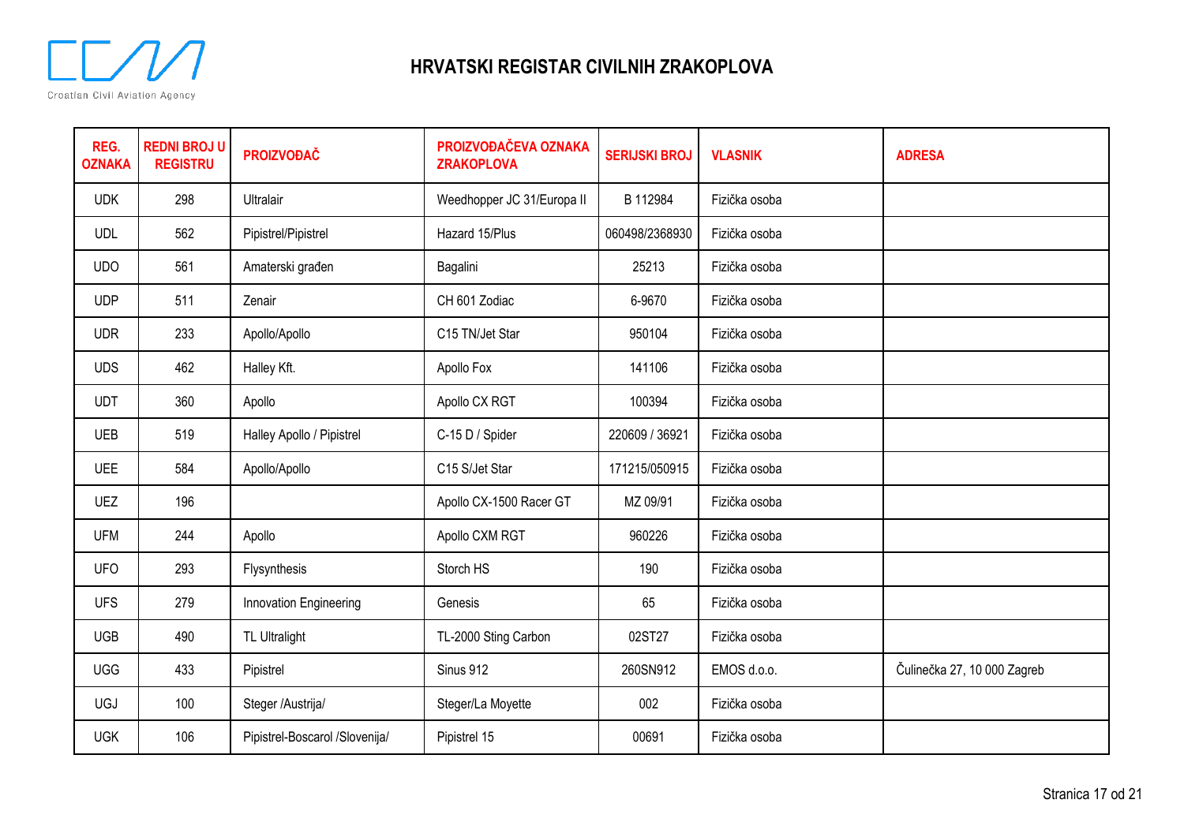# HRVATSKI REGISTAR CIVILNIH ZRAKOPLOVA

| REG. OZNAKA | REDNI BROJ U REGISTRU | PROIZVOĐAČ | PROIZVOĐAČEVA OZNAKA ZRAKOPLOVA | SERIJSKI BROJ | VLASNIK | ADRESA |
|---|---|---|---|---|---|---|
| UDK | 298 | Ultralair | Weedhopper JC 31/Europa II | B 112984 | Fizička osoba | |
| UDL | 562 | Pipistrel/Pipistrel | Hazard 15/Plus | 060498/2368930 | Fizička osoba | |
| UDO | 561 | Amaterski građen | Bagalini | 25213 | Fizička osoba | |
| UDP | 511 | Zenair | CH 601 Zodiac | 6-9670 | Fizička osoba | |
| UDR | 233 | Apollo/Apollo | C15 TN/Jet Star | 950104 | Fizička osoba | |
| UDS | 462 | Halley Kft. | Apollo Fox | 141106 | Fizička osoba | |
| UDT | 360 | Apollo | Apollo CX RGT | 100394 | Fizička osoba | |
| UEB | 519 | Halley Apollo / Pipistrel | C-15 D / Spider | 220609 / 36921 | Fizička osoba | |
| UEE | 584 | Apollo/Apollo | C15 S/Jet Star | 171215/050915 | Fizička osoba | |
| UEZ | 196 | | Apollo CX-1500 Racer GT | MZ 09/91 | Fizička osoba | |
| UFM | 244 | Apollo | Apollo CXM RGT | 960226 | Fizička osoba | |
| UFO | 293 | Flysynthesis | Storch HS | 190 | Fizička osoba | |
| UFS | 279 | Innovation Engineering | Genesis | 65 | Fizička osoba | |
| UGB | 490 | TL Ultralight | TL-2000 Sting Carbon | 02ST27 | Fizička osoba | |
| UGG | 433 | Pipistrel | Sinus 912 | 260SN912 | EMOS d.o.o. | Čulinečka 27, 10 000 Zagreb |
| UGJ | 100 | Steger /Austrija/ | Steger/La Moyette | 002 | Fizička osoba | |
| UGK | 106 | Pipistrel-Boscarol /Slovenija/ | Pipistrel 15 | 00691 | Fizička osoba | |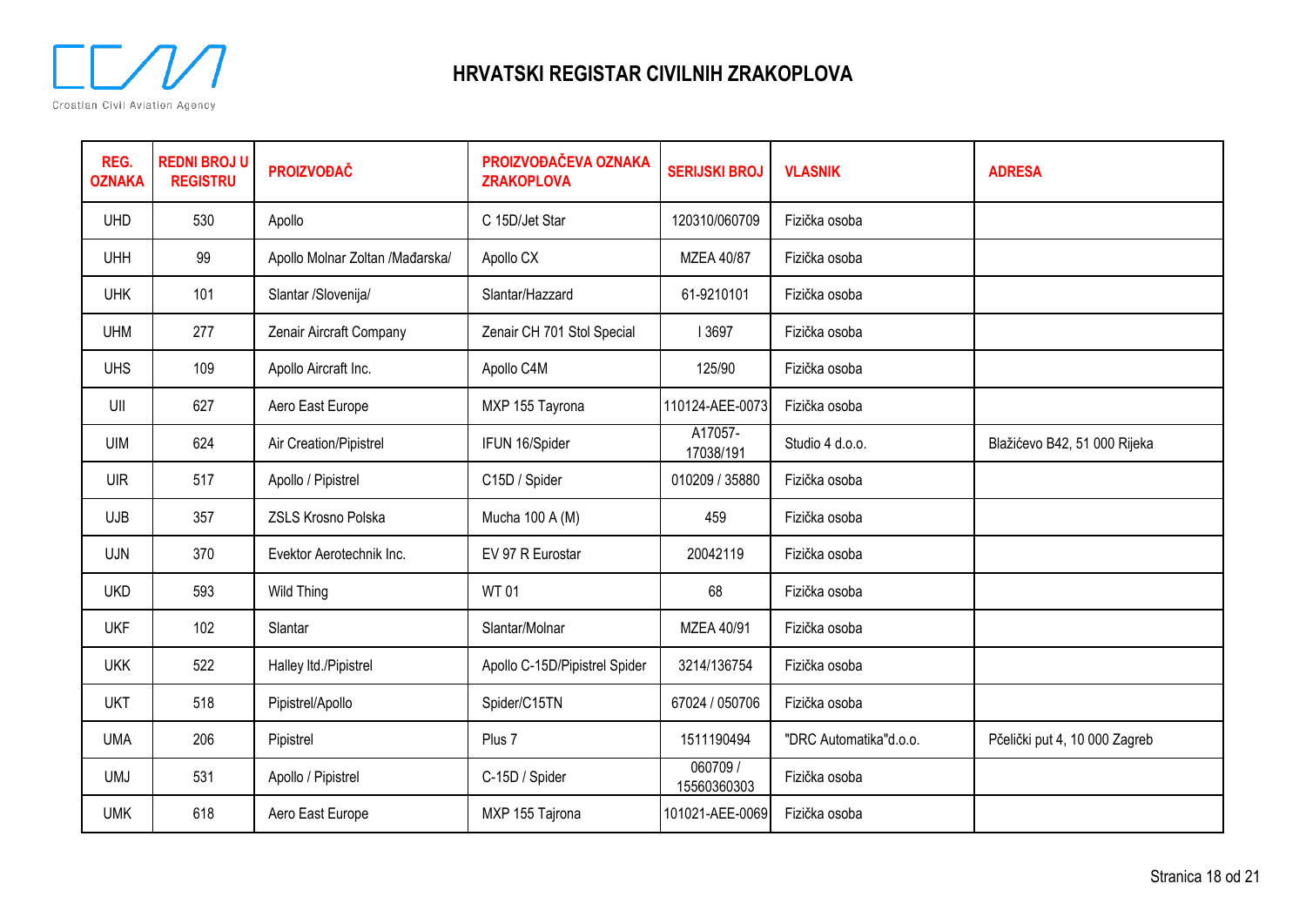# HRVATSKI REGISTAR CIVILNIH ZRAKOPLOVA

| REG. OZNAKA | REDNI BROJ U REGISTRU | PROIZVOĐAČ | PROIZVOĐAČEVA OZNAKA ZRAKOPLOVA | SERIJSKI BROJ | VLASNIK | ADRESA |
|---|---|---|---|---|---|---|
| UHD | 530 | Apollo | C 15D/Jet Star | 120310/060709 | Fizička osoba | |
| UHH | 99 | Apollo Molnar Zoltan /Mađarska/ | Apollo CX | MZEA 40/87 | Fizička osoba | |
| UHK | 101 | Slantar /Slovenija/ | Slantar/Hazzard | 61-9210101 | Fizička osoba | |
| UHM | 277 | Zenair Aircraft Company | Zenair CH 701 Stol Special | I 3697 | Fizička osoba | |
| UHS | 109 | Apollo Aircraft Inc. | Apollo C4M | 125/90 | Fizička osoba | |
| UII | 627 | Aero East Europe | MXP 155 Tayrona | 110124-AEE-0073 | Fizička osoba | |
| UIM | 624 | Air Creation/Pipistrel | IFUN 16/Spider | A17057-17038/191 | Studio 4 d.o.o. | Blažićevo B42, 51 000 Rijeka |
| UIR | 517 | Apollo / Pipistrel | C15D / Spider | 010209 / 35880 | Fizička osoba | |
| UJB | 357 | ZSLS Krosno Polska | Mucha 100 A (M) | 459 | Fizička osoba | |
| UJN | 370 | Evektor Aerotechnik Inc. | EV 97 R Eurostar | 20042119 | Fizička osoba | |
| UKD | 593 | Wild Thing | WT 01 | 68 | Fizička osoba | |
| UKF | 102 | Slantar | Slantar/Molnar | MZEA 40/91 | Fizička osoba | |
| UKK | 522 | Halley ltd./Pipistrel | Apollo C-15D/Pipistrel Spider | 3214/136754 | Fizička osoba | |
| UKT | 518 | Pipistrel/Apollo | Spider/C15TN | 67024 / 050706 | Fizička osoba | |
| UMA | 206 | Pipistrel | Plus 7 | 1511190494 | "DRC Automatika"d.o.o. | Pčelički put 4, 10 000 Zagreb |
| UMJ | 531 | Apollo / Pipistrel | C-15D / Spider | 060709 / 15560360303 | Fizička osoba | |
| UMK | 618 | Aero East Europe | MXP 155 Tajrona | 101021-AEE-0069 | Fizička osoba | |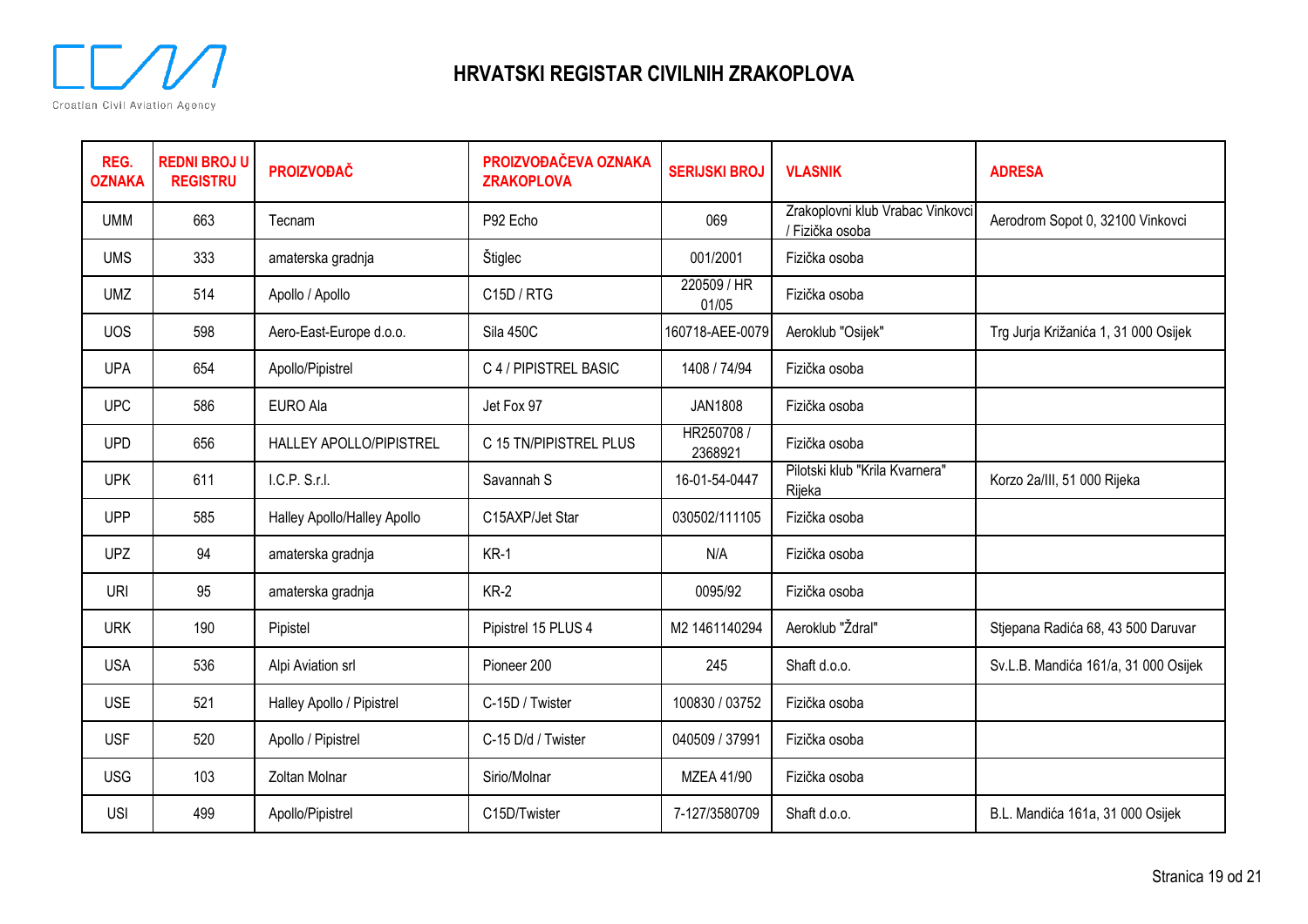# HRVATSKI REGISTAR CIVILNIH ZRAKOPLOVA

| REG. OZNAKA | REDNI BROJ U REGISTRU | PROIZVOĐAČ | PROIZVOĐAČEVA OZNAKA ZRAKOPLOVA | SERIJSKI BROJ | VLASNIK | ADRESA |
|---|---|---|---|---|---|---|
| UMM | 663 | Tecnam | P92 Echo | 069 | Zrakoplovni klub Vrabac Vinkovci / Fizička osoba | Aerodrom Sopot 0, 32100 Vinkovci |
| UMS | 333 | amaterska gradnja | Štiglec | 001/2001 | Fizička osoba | |
| UMZ | 514 | Apollo / Apollo | C15D / RTG | 220509 / HR 01/05 | Fizička osoba | |
| UOS | 598 | Aero-East-Europe d.o.o. | Sila 450C | 160718-AEE-0079 | Aeroklub "Osijek" | Trg Jurja Križanića 1, 31 000 Osijek |
| UPA | 654 | Apollo/Pipistrel | C 4 / PIPISTREL BASIC | 1408 / 74/94 | Fizička osoba | |
| UPC | 586 | EURO Ala | Jet Fox 97 | JAN1808 | Fizička osoba | |
| UPD | 656 | HALLEY APOLLO/PIPISTREL | C 15 TN/PIPISTREL PLUS | HR250708 / 2368921 | Fizička osoba | |
| UPK | 611 | I.C.P. S.r.l. | Savannah S | 16-01-54-0447 | Pilotski klub "Krila Kvarnera" Rijeka | Korzo 2a/III, 51 000 Rijeka |
| UPP | 585 | Halley Apollo/Halley Apollo | C15AXP/Jet Star | 030502/111105 | Fizička osoba | |
| UPZ | 94 | amaterska gradnja | KR-1 | N/A | Fizička osoba | |
| URI | 95 | amaterska gradnja | KR-2 | 0095/92 | Fizička osoba | |
| URK | 190 | Pipistel | Pipistrel 15 PLUS 4 | M2 1461140294 | Aeroklub "Ždral" | Stjepana Radića 68, 43 500 Daruvar |
| USA | 536 | Alpi Aviation srl | Pioneer 200 | 245 | Shaft d.o.o. | Sv.L.B. Mandića 161/a, 31 000 Osijek |
| USE | 521 | Halley Apollo / Pipistrel | C-15D / Twister | 100830 / 03752 | Fizička osoba | |
| USF | 520 | Apollo / Pipistrel | C-15 D/d / Twister | 040509 / 37991 | Fizička osoba | |
| USG | 103 | Zoltan Molnar | Sirio/Molnar | MZEA 41/90 | Fizička osoba | |
| USI | 499 | Apollo/Pipistrel | C15D/Twister | 7-127/3580709 | Shaft d.o.o. | B.L. Mandića 161a, 31 000 Osijek |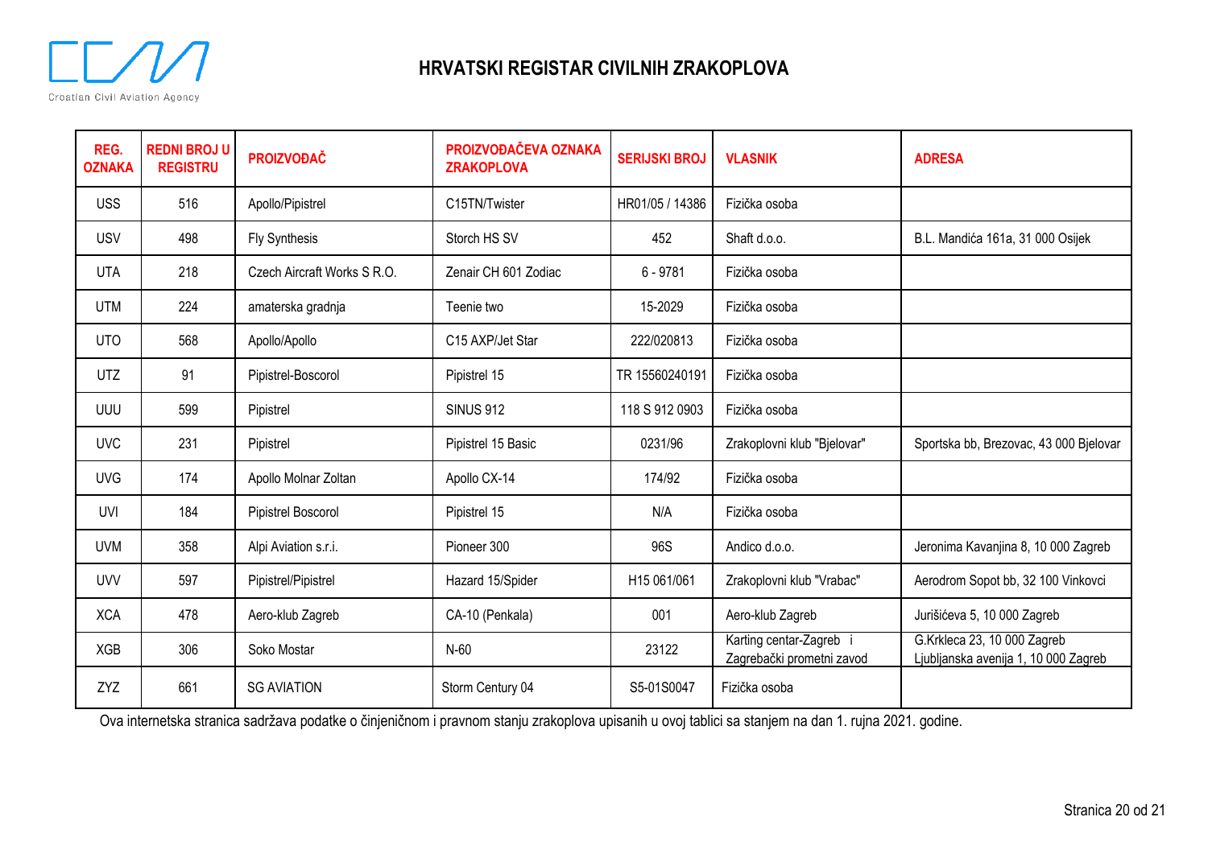# HRVATSKI REGISTAR CIVILNIH ZRAKOPLOVA

| REG. OZNAKA | REDNI BROJ U REGISTRU | PROIZVOĐAČ | PROIZVOĐAČEVA OZNAKA ZRAKOPLOVA | SERIJSKI BROJ | VLASNIK | ADRESA |
|---|---|---|---|---|---|---|
| USS | 516 | Apollo/Pipistrel | C15TN/Twister | HR01/05 / 14386 | Fizička osoba | |
| USV | 498 | Fly Synthesis | Storch HS SV | 452 | Shaft d.o.o. | B.L. Mandića 161a, 31 000 Osijek |
| UTA | 218 | Czech Aircraft Works S R.O. | Zenair CH 601 Zodiac | 6 - 9781 | Fizička osoba | |
| UTM | 224 | amaterska gradnja | Teenie two | 15-2029 | Fizička osoba | |
| UTO | 568 | Apollo/Apollo | C15 AXP/Jet Star | 222/020813 | Fizička osoba | |
| UTZ | 91 | Pipistrel-Boscorol | Pipistrel 15 | TR 15560240191 | Fizička osoba | |
| UUU | 599 | Pipistrel | SINUS 912 | 118 S 912 0903 | Fizička osoba | |
| UVC | 231 | Pipistrel | Pipistrel 15 Basic | 0231/96 | Zrakoplovni klub "Bjelovar" | Sportska bb, Brezovac, 43 000 Bjelovar |
| UVG | 174 | Apollo Molnar Zoltan | Apollo CX-14 | 174/92 | Fizička osoba | |
| UVI | 184 | Pipistrel Boscorol | Pipistrel 15 | N/A | Fizička osoba | |
| UVM | 358 | Alpi Aviation s.r.i. | Pioneer 300 | 96S | Andico d.o.o. | Jeronima Kavanjina 8, 10 000 Zagreb |
| UVV | 597 | Pipistrel/Pipistrel | Hazard 15/Spider | H15 061/061 | Zrakoplovni klub "Vrabac" | Aerodrom Sopot bb, 32 100 Vinkovci |
| XCA | 478 | Aero-klub Zagreb | CA-10 (Penkala) | 001 | Aero-klub Zagreb | Jurišićeva 5, 10 000 Zagreb |
| XGB | 306 | Soko Mostar | N-60 | 23122 | Karting centar-Zagreb i Zagrebački prometni zavod | G.Krkleca 23, 10 000 Zagreb Ljubljanska avenija 1, 10 000 Zagreb |
| ZYZ | 661 | SG AVIATION | Storm Century 04 | S5-01S0047 | Fizička osoba | |

Ova internetska stranica sadržava podatke o činjeničnom i pravnom stanju zrakoplova upisanih u ovoj tablici sa stanjem na dan 1. rujna 2021. godine.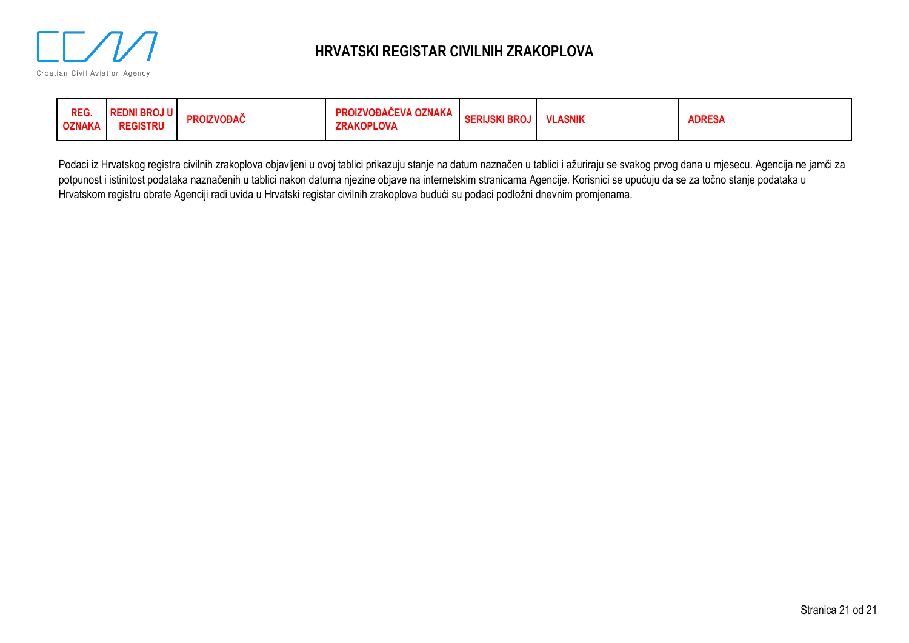# HRVATSKI REGISTAR CIVILNIH ZRAKOPLOVA

| REG. OZNAKA | REDNI BROJ U REGISTRU | PROIZVOĐAČ | PROIZVOĐAČEVA OZNAKA ZRAKOPLOVA | SERIJSKI BROJ | VLASNIK | ADRESA |
|---|---|---|---|---|---|---|

Podaci iz Hrvatskog registra civilnih zrakoplova objavljeni u ovoj tablici prikazuju stanje na datum naznačen u tablici i ažuriraju se svakog prvog dana u mjesecu. Agencija ne jamči za potpunost i istinitost podataka naznačenih u tablici nakon datuma njezine objave na internetskim stranicama Agencije. Korisnici se upućuju da se za točno stanje podataka u Hrvatskom registru obrate Agenciji radi uvida u Hrvatski registar civilnih zrakoplova budući su podaci podložni dnevnim promjenama.